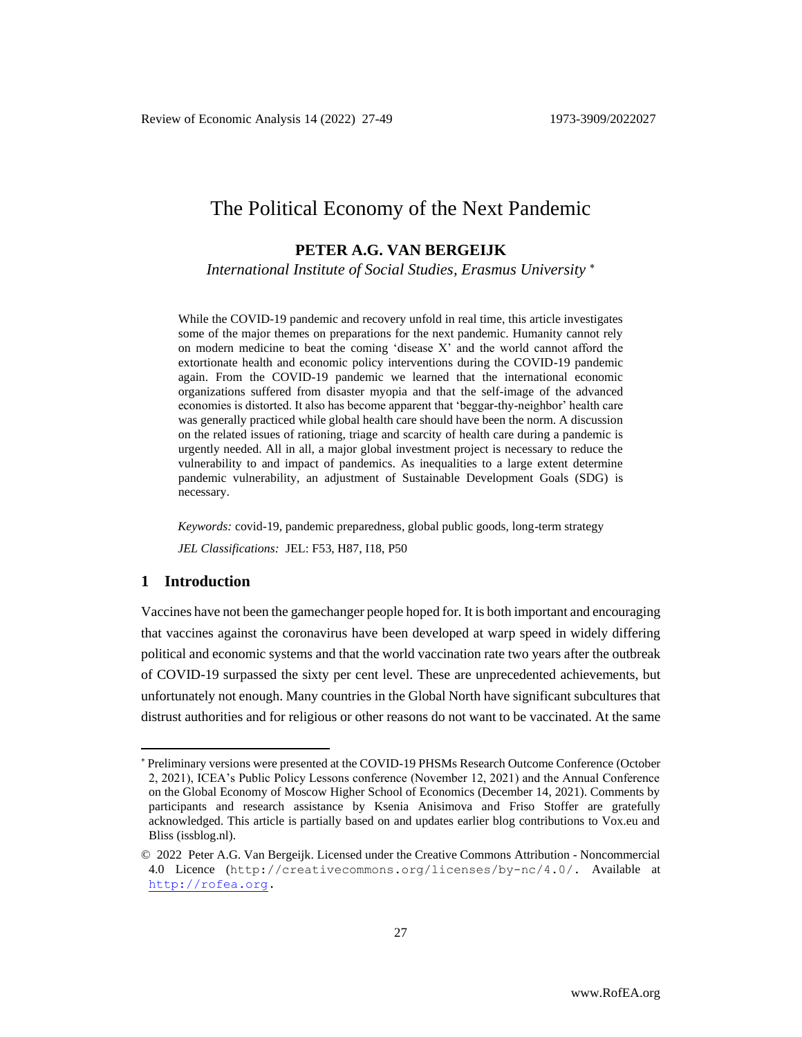# The Political Economy of the Next Pandemic

**PETER A.G. VAN BERGEIJK**

*International Institute of Social Studies, Erasmus University* [*]

While the COVID-19 pandemic and recovery unfold in real time, this article investigates some of the major themes on preparations for the next pandemic. Humanity cannot rely on modern medicine to beat the coming 'disease X' and the world cannot afford the extortionate health and economic policy interventions during the COVID-19 pandemic again. From the COVID-19 pandemic we learned that the international economic organizations suffered from disaster myopia and that the self-image of the advanced economies is distorted. It also has become apparent that 'beggar-thy-neighbor' health care was generally practiced while global health care should have been the norm. A discussion on the related issues of rationing, triage and scarcity of health care during a pandemic is urgently needed. All in all, a major global investment project is necessary to reduce the vulnerability to and impact of pandemics. As inequalities to a large extent determine pandemic vulnerability, an adjustment of Sustainable Development Goals (SDG) is necessary.

*Keywords:* covid-19, pandemic preparedness, global public goods, long-term strategy

*JEL Classifications:* JEL: F53, H87, I18, P50

## 1 Introduction

Vaccines have not been the gamechanger people hoped for. It is both important and encouraging that vaccines against the coronavirus have been developed at warp speed in widely differing political and economic systems and that the world vaccination rate two years after the outbreak of COVID-19 surpassed the sixty per cent level. These are unprecedented achievements, but unfortunately not enough. Many countries in the Global North have significant subcultures that distrust authorities and for religious or other reasons do not want to be vaccinated. At the same

---

[*] Preliminary versions were presented at the COVID-19 PHSMs Research Outcome Conference (October 2, 2021), ICEA's Public Policy Lessons conference (November 12, 2021) and the Annual Conference on the Global Economy of Moscow Higher School of Economics (December 14, 2021). Comments by participants and research assistance by Ksenia Anisimova and Friso Stoffer are gratefully acknowledged. This article is partially based on and updates earlier blog contributions to Vox.eu and Bliss (issblog.nl).

© 2022 Peter A.G. Van Bergeijk. Licensed under the Creative Commons Attribution - Noncommercial 4.0 Licence (http://creativecommons.org/licenses/by-nc/4.0/. Available at http://rofea.org.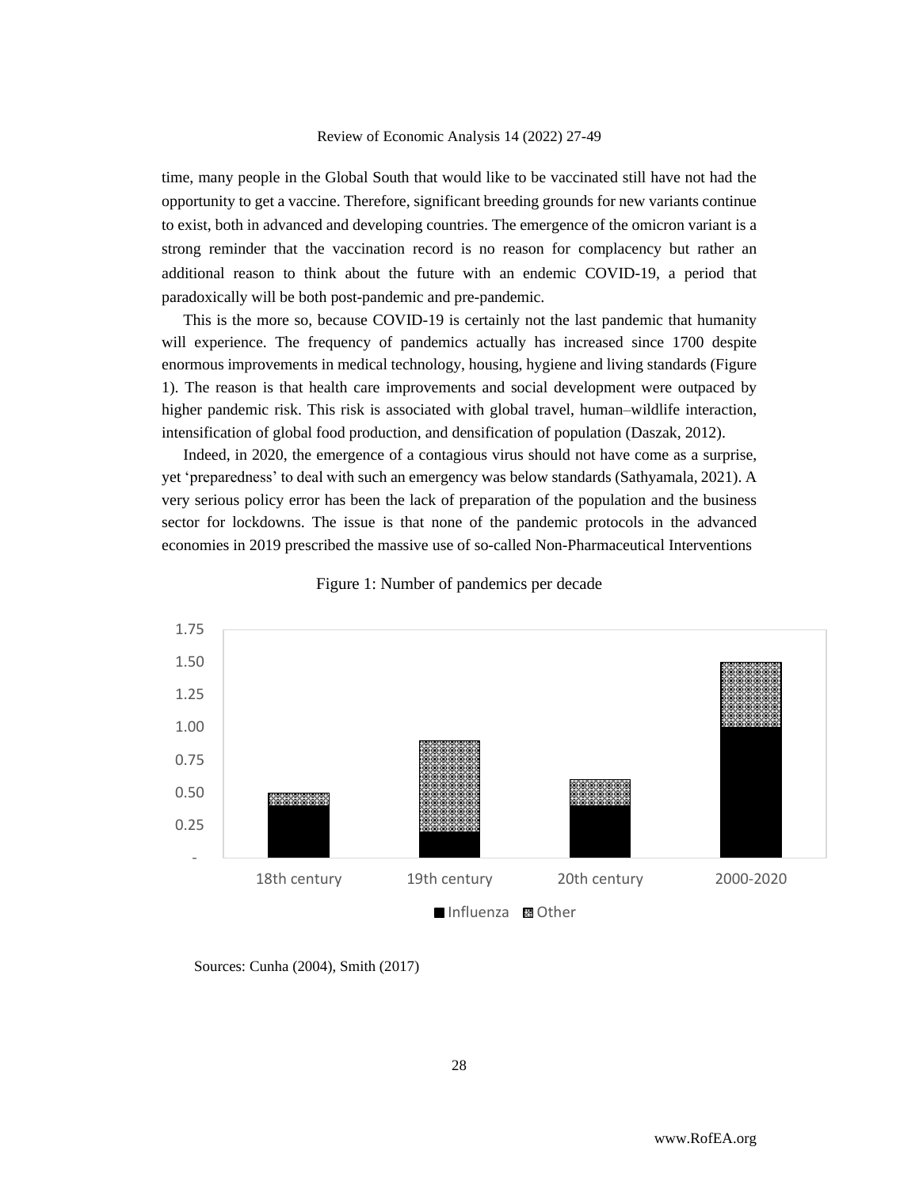time, many people in the Global South that would like to be vaccinated still have not had the opportunity to get a vaccine. Therefore, significant breeding grounds for new variants continue to exist, both in advanced and developing countries. The emergence of the omicron variant is a strong reminder that the vaccination record is no reason for complacency but rather an additional reason to think about the future with an endemic COVID-19, a period that paradoxically will be both post-pandemic and pre-pandemic.

This is the more so, because COVID-19 is certainly not the last pandemic that humanity will experience. The frequency of pandemics actually has increased since 1700 despite enormous improvements in medical technology, housing, hygiene and living standards (Figure 1). The reason is that health care improvements and social development were outpaced by higher pandemic risk. This risk is associated with global travel, human–wildlife interaction, intensification of global food production, and densification of population (Daszak, 2012).

Indeed, in 2020, the emergence of a contagious virus should not have come as a surprise, yet 'preparedness' to deal with such an emergency was below standards (Sathyamala, 2021). A very serious policy error has been the lack of preparation of the population and the business sector for lockdowns. The issue is that none of the pandemic protocols in the advanced economies in 2019 prescribed the massive use of so-called Non-Pharmaceutical Interventions

Figure 1: Number of pandemics per decade

Sources: Cunha (2004), Smith (2017)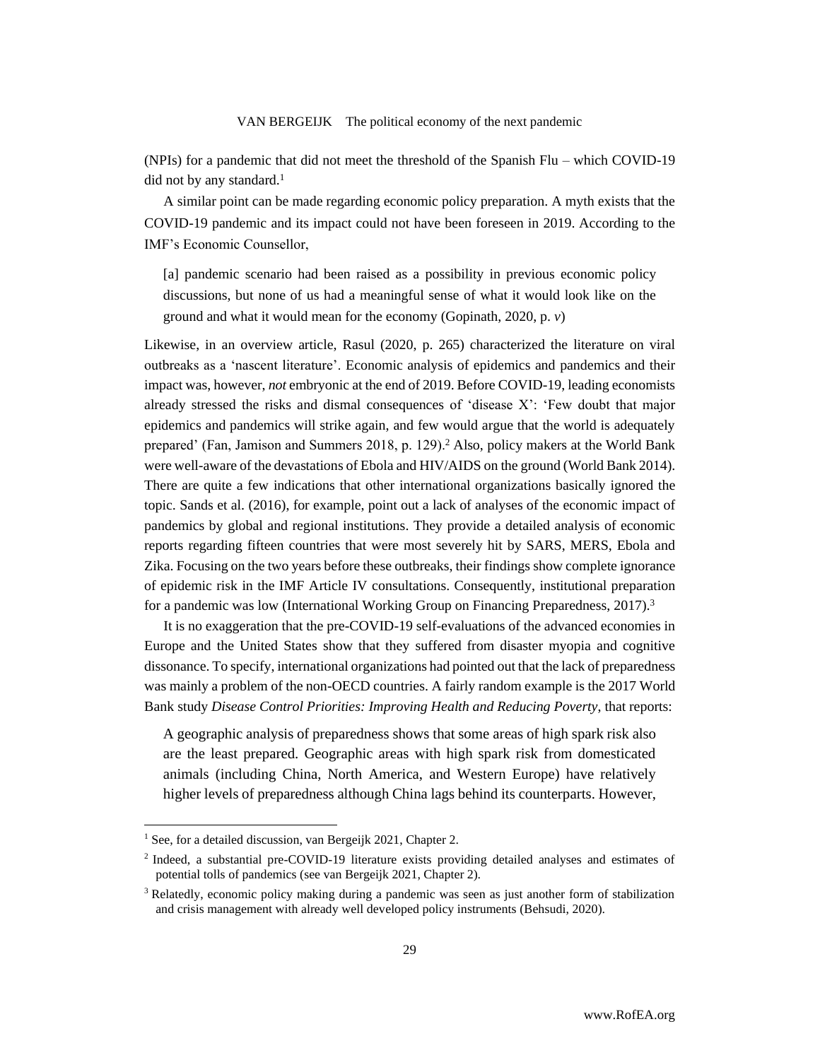(NPIs) for a pandemic that did not meet the threshold of the Spanish Flu – which COVID-19 did not by any standard.[1]

A similar point can be made regarding economic policy preparation. A myth exists that the COVID-19 pandemic and its impact could not have been foreseen in 2019. According to the IMF's Economic Counsellor,

> [a] pandemic scenario had been raised as a possibility in previous economic policy discussions, but none of us had a meaningful sense of what it would look like on the ground and what it would mean for the economy (Gopinath, 2020, p. *v*)

Likewise, in an overview article, Rasul (2020, p. 265) characterized the literature on viral outbreaks as a 'nascent literature'. Economic analysis of epidemics and pandemics and their impact was, however, *not* embryonic at the end of 2019. Before COVID-19, leading economists already stressed the risks and dismal consequences of 'disease X': 'Few doubt that major epidemics and pandemics will strike again, and few would argue that the world is adequately prepared' (Fan, Jamison and Summers 2018, p. 129).[2] Also, policy makers at the World Bank were well-aware of the devastations of Ebola and HIV/AIDS on the ground (World Bank 2014). There are quite a few indications that other international organizations basically ignored the topic. Sands et al. (2016), for example, point out a lack of analyses of the economic impact of pandemics by global and regional institutions. They provide a detailed analysis of economic reports regarding fifteen countries that were most severely hit by SARS, MERS, Ebola and Zika. Focusing on the two years before these outbreaks, their findings show complete ignorance of epidemic risk in the IMF Article IV consultations. Consequently, institutional preparation for a pandemic was low (International Working Group on Financing Preparedness, 2017).[3]

It is no exaggeration that the pre-COVID-19 self-evaluations of the advanced economies in Europe and the United States show that they suffered from disaster myopia and cognitive dissonance. To specify, international organizations had pointed out that the lack of preparedness was mainly a problem of the non-OECD countries. A fairly random example is the 2017 World Bank study *Disease Control Priorities: Improving Health and Reducing Poverty*, that reports:

> A geographic analysis of preparedness shows that some areas of high spark risk also are the least prepared. Geographic areas with high spark risk from domesticated animals (including China, North America, and Western Europe) have relatively higher levels of preparedness although China lags behind its counterparts. However,

---

[1] See, for a detailed discussion, van Bergeijk 2021, Chapter 2.

[2] Indeed, a substantial pre-COVID-19 literature exists providing detailed analyses and estimates of potential tolls of pandemics (see van Bergeijk 2021, Chapter 2).

[3] Relatedly, economic policy making during a pandemic was seen as just another form of stabilization and crisis management with already well developed policy instruments (Behsudi, 2020).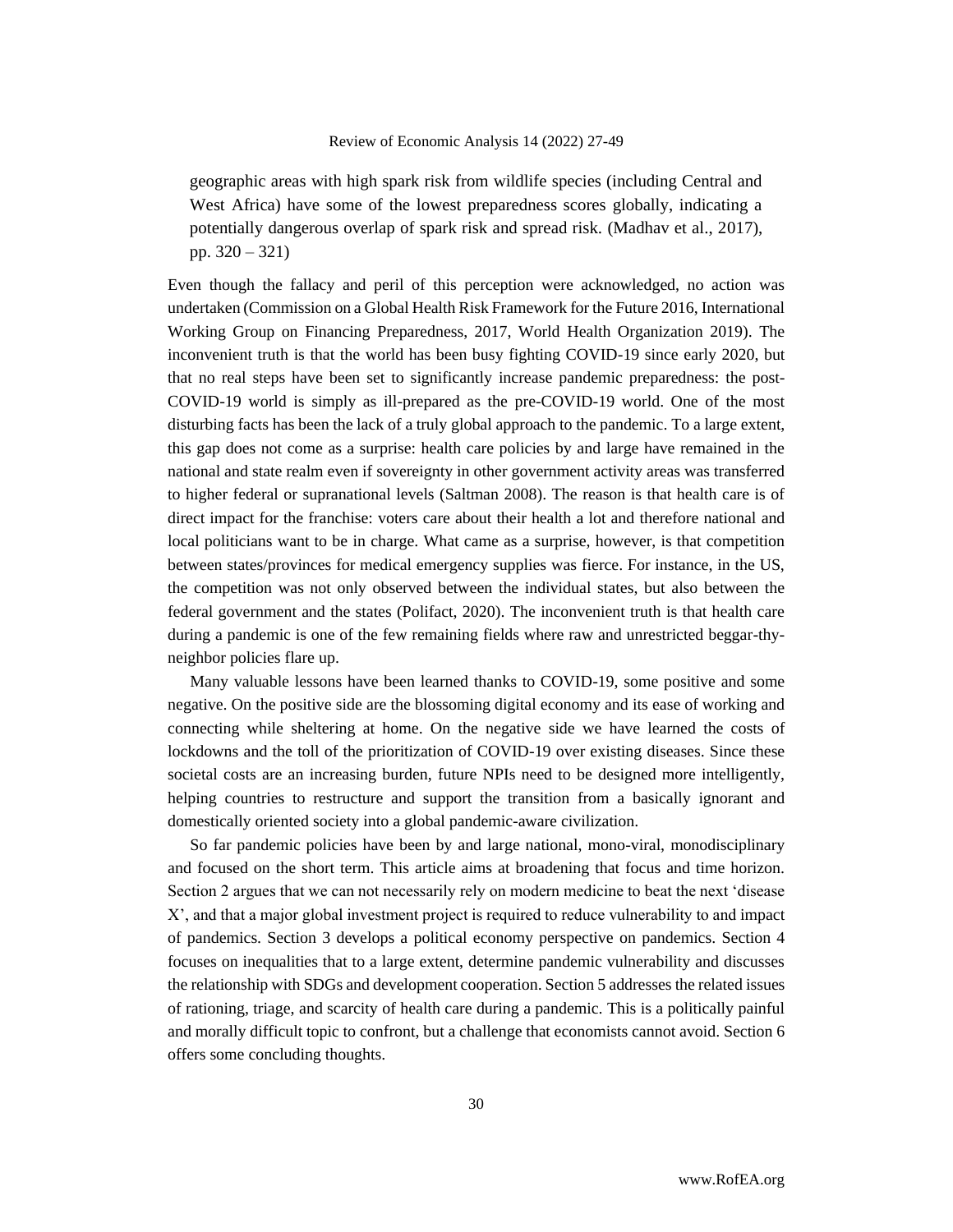> geographic areas with high spark risk from wildlife species (including Central and West Africa) have some of the lowest preparedness scores globally, indicating a potentially dangerous overlap of spark risk and spread risk. (Madhav et al., 2017), pp. 320 – 321)

Even though the fallacy and peril of this perception were acknowledged, no action was undertaken (Commission on a Global Health Risk Framework for the Future 2016, International Working Group on Financing Preparedness, 2017, World Health Organization 2019). The inconvenient truth is that the world has been busy fighting COVID-19 since early 2020, but that no real steps have been set to significantly increase pandemic preparedness: the post-COVID-19 world is simply as ill-prepared as the pre-COVID-19 world. One of the most disturbing facts has been the lack of a truly global approach to the pandemic. To a large extent, this gap does not come as a surprise: health care policies by and large have remained in the national and state realm even if sovereignty in other government activity areas was transferred to higher federal or supranational levels (Saltman 2008). The reason is that health care is of direct impact for the franchise: voters care about their health a lot and therefore national and local politicians want to be in charge. What came as a surprise, however, is that competition between states/provinces for medical emergency supplies was fierce. For instance, in the US, the competition was not only observed between the individual states, but also between the federal government and the states (Polifact, 2020). The inconvenient truth is that health care during a pandemic is one of the few remaining fields where raw and unrestricted beggar-thy-neighbor policies flare up.

Many valuable lessons have been learned thanks to COVID-19, some positive and some negative. On the positive side are the blossoming digital economy and its ease of working and connecting while sheltering at home. On the negative side we have learned the costs of lockdowns and the toll of the prioritization of COVID-19 over existing diseases. Since these societal costs are an increasing burden, future NPIs need to be designed more intelligently, helping countries to restructure and support the transition from a basically ignorant and domestically oriented society into a global pandemic-aware civilization.

So far pandemic policies have been by and large national, mono-viral, monodisciplinary and focused on the short term. This article aims at broadening that focus and time horizon. Section 2 argues that we can not necessarily rely on modern medicine to beat the next 'disease X', and that a major global investment project is required to reduce vulnerability to and impact of pandemics. Section 3 develops a political economy perspective on pandemics. Section 4 focuses on inequalities that to a large extent, determine pandemic vulnerability and discusses the relationship with SDGs and development cooperation. Section 5 addresses the related issues of rationing, triage, and scarcity of health care during a pandemic. This is a politically painful and morally difficult topic to confront, but a challenge that economists cannot avoid. Section 6 offers some concluding thoughts.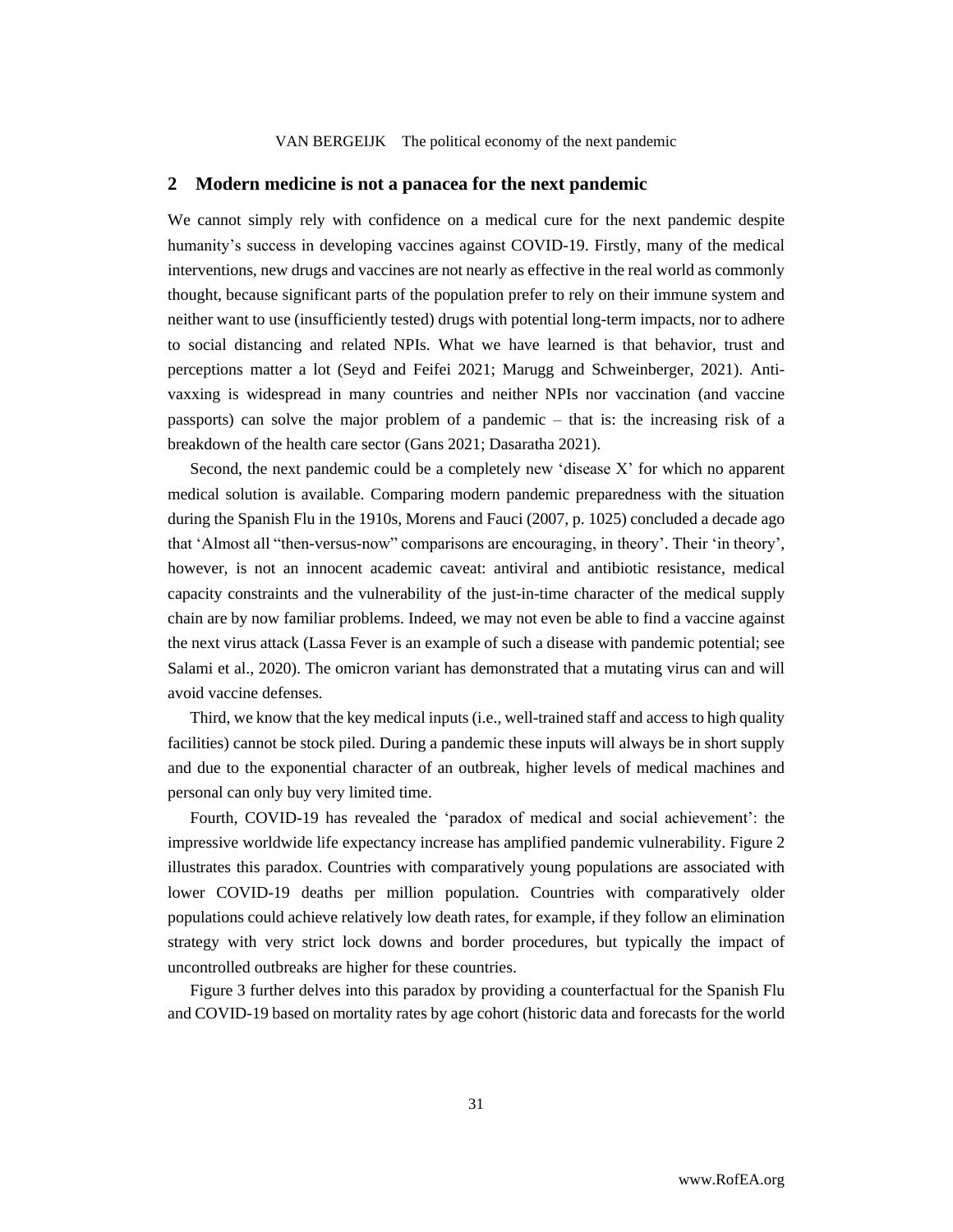## 2 Modern medicine is not a panacea for the next pandemic

We cannot simply rely with confidence on a medical cure for the next pandemic despite humanity's success in developing vaccines against COVID-19. Firstly, many of the medical interventions, new drugs and vaccines are not nearly as effective in the real world as commonly thought, because significant parts of the population prefer to rely on their immune system and neither want to use (insufficiently tested) drugs with potential long-term impacts, nor to adhere to social distancing and related NPIs. What we have learned is that behavior, trust and perceptions matter a lot (Seyd and Feifei 2021; Marugg and Schweinberger, 2021). Anti-vaxxing is widespread in many countries and neither NPIs nor vaccination (and vaccine passports) can solve the major problem of a pandemic – that is: the increasing risk of a breakdown of the health care sector (Gans 2021; Dasaratha 2021).

Second, the next pandemic could be a completely new 'disease X' for which no apparent medical solution is available. Comparing modern pandemic preparedness with the situation during the Spanish Flu in the 1910s, Morens and Fauci (2007, p. 1025) concluded a decade ago that 'Almost all "then-versus-now" comparisons are encouraging, in theory'. Their 'in theory', however, is not an innocent academic caveat: antiviral and antibiotic resistance, medical capacity constraints and the vulnerability of the just-in-time character of the medical supply chain are by now familiar problems. Indeed, we may not even be able to find a vaccine against the next virus attack (Lassa Fever is an example of such a disease with pandemic potential; see Salami et al., 2020). The omicron variant has demonstrated that a mutating virus can and will avoid vaccine defenses.

Third, we know that the key medical inputs (i.e., well-trained staff and access to high quality facilities) cannot be stock piled. During a pandemic these inputs will always be in short supply and due to the exponential character of an outbreak, higher levels of medical machines and personal can only buy very limited time.

Fourth, COVID-19 has revealed the 'paradox of medical and social achievement': the impressive worldwide life expectancy increase has amplified pandemic vulnerability. Figure 2 illustrates this paradox. Countries with comparatively young populations are associated with lower COVID-19 deaths per million population. Countries with comparatively older populations could achieve relatively low death rates, for example, if they follow an elimination strategy with very strict lock downs and border procedures, but typically the impact of uncontrolled outbreaks are higher for these countries.

Figure 3 further delves into this paradox by providing a counterfactual for the Spanish Flu and COVID-19 based on mortality rates by age cohort (historic data and forecasts for the world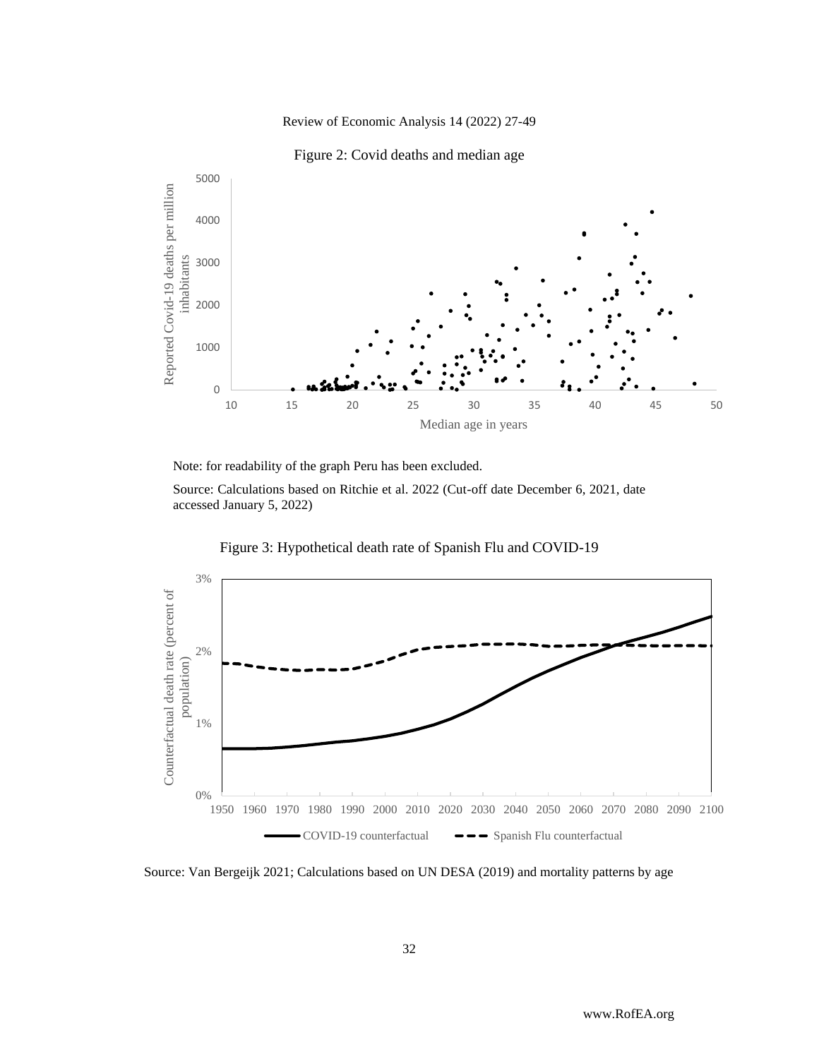Figure 2: Covid deaths and median age

Note: for readability of the graph Peru has been excluded.

Source: Calculations based on Ritchie et al. 2022 (Cut-off date December 6, 2021, date accessed January 5, 2022)

Figure 3: Hypothetical death rate of Spanish Flu and COVID-19

Source: Van Bergeijk 2021; Calculations based on UN DESA (2019) and mortality patterns by age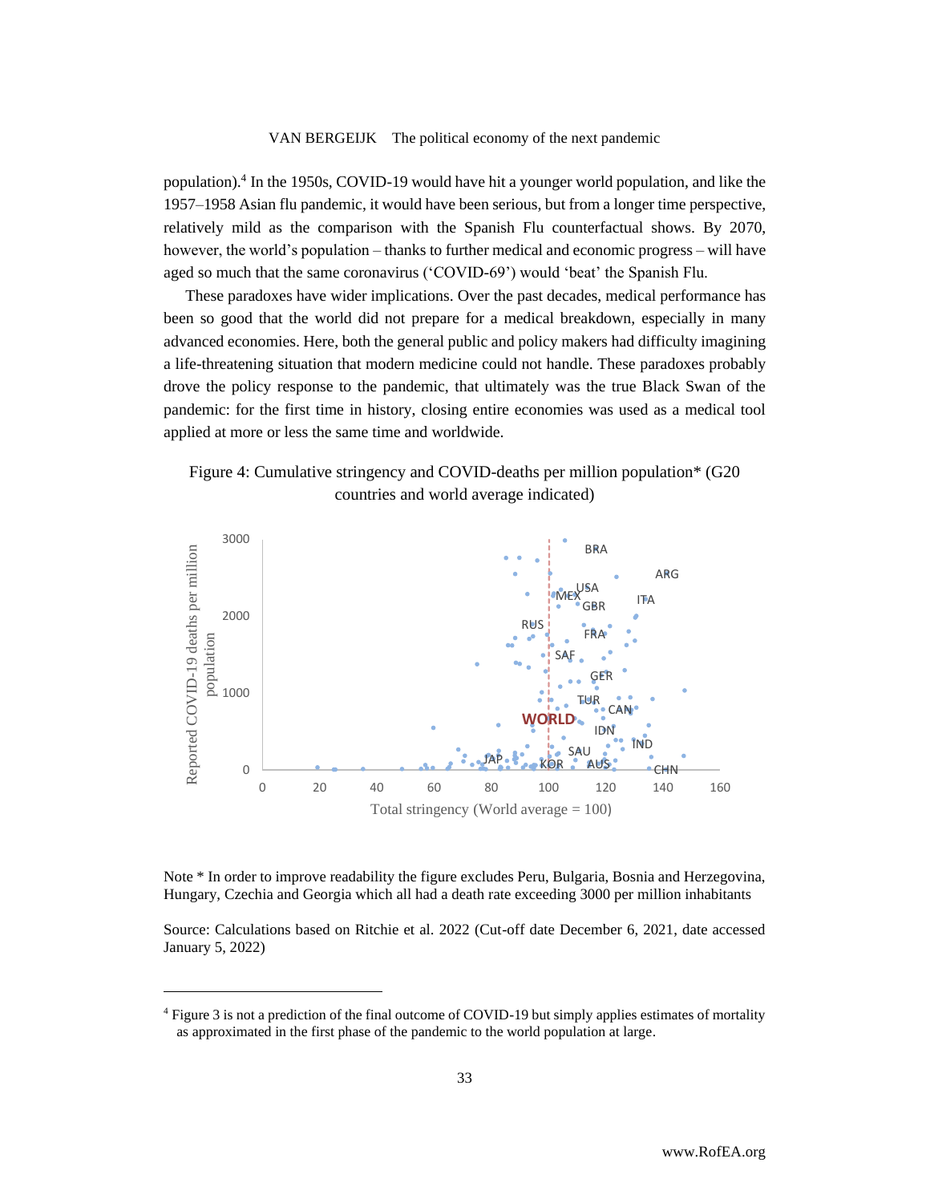population).[4] In the 1950s, COVID-19 would have hit a younger world population, and like the 1957–1958 Asian flu pandemic, it would have been serious, but from a longer time perspective, relatively mild as the comparison with the Spanish Flu counterfactual shows. By 2070, however, the world's population – thanks to further medical and economic progress – will have aged so much that the same coronavirus ('COVID-69') would 'beat' the Spanish Flu.

These paradoxes have wider implications. Over the past decades, medical performance has been so good that the world did not prepare for a medical breakdown, especially in many advanced economies. Here, both the general public and policy makers had difficulty imagining a life-threatening situation that modern medicine could not handle. These paradoxes probably drove the policy response to the pandemic, that ultimately was the true Black Swan of the pandemic: for the first time in history, closing entire economies was used as a medical tool applied at more or less the same time and worldwide.

Figure 4: Cumulative stringency and COVID-deaths per million population* (G20 countries and world average indicated)

Note * In order to improve readability the figure excludes Peru, Bulgaria, Bosnia and Herzegovina, Hungary, Czechia and Georgia which all had a death rate exceeding 3000 per million inhabitants

Source: Calculations based on Ritchie et al. 2022 (Cut-off date December 6, 2021, date accessed January 5, 2022)

[4] Figure 3 is not a prediction of the final outcome of COVID-19 but simply applies estimates of mortality as approximated in the first phase of the pandemic to the world population at large.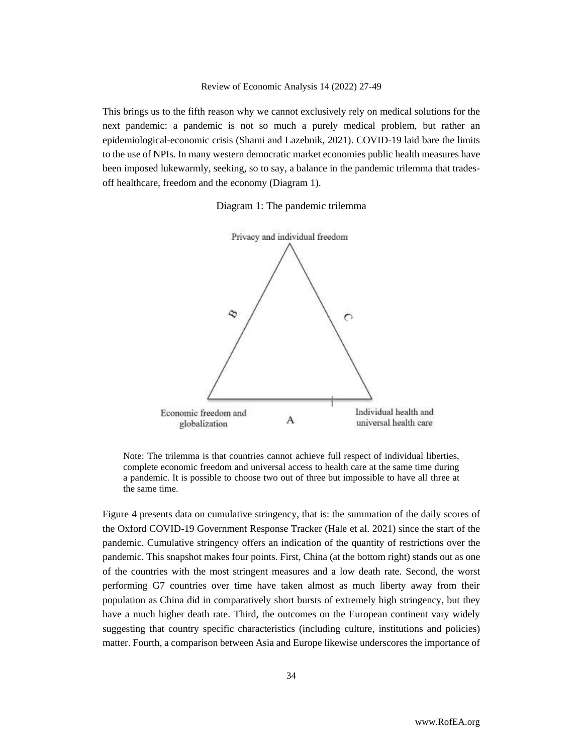This brings us to the fifth reason why we cannot exclusively rely on medical solutions for the next pandemic: a pandemic is not so much a purely medical problem, but rather an epidemiological-economic crisis (Shami and Lazebnik, 2021). COVID-19 laid bare the limits to the use of NPIs. In many western democratic market economies public health measures have been imposed lukewarmly, seeking, so to say, a balance in the pandemic trilemma that trades-off healthcare, freedom and the economy (Diagram 1).

Diagram 1: The pandemic trilemma

Privacy and individual freedom

B

C

Economic freedom and globalization

A

Individual health and universal health care

Note: The trilemma is that countries cannot achieve full respect of individual liberties, complete economic freedom and universal access to health care at the same time during a pandemic. It is possible to choose two out of three but impossible to have all three at the same time.

Figure 4 presents data on cumulative stringency, that is: the summation of the daily scores of the Oxford COVID-19 Government Response Tracker (Hale et al. 2021) since the start of the pandemic. Cumulative stringency offers an indication of the quantity of restrictions over the pandemic. This snapshot makes four points. First, China (at the bottom right) stands out as one of the countries with the most stringent measures and a low death rate. Second, the worst performing G7 countries over time have taken almost as much liberty away from their population as China did in comparatively short bursts of extremely high stringency, but they have a much higher death rate. Third, the outcomes on the European continent vary widely suggesting that country specific characteristics (including culture, institutions and policies) matter. Fourth, a comparison between Asia and Europe likewise underscores the importance of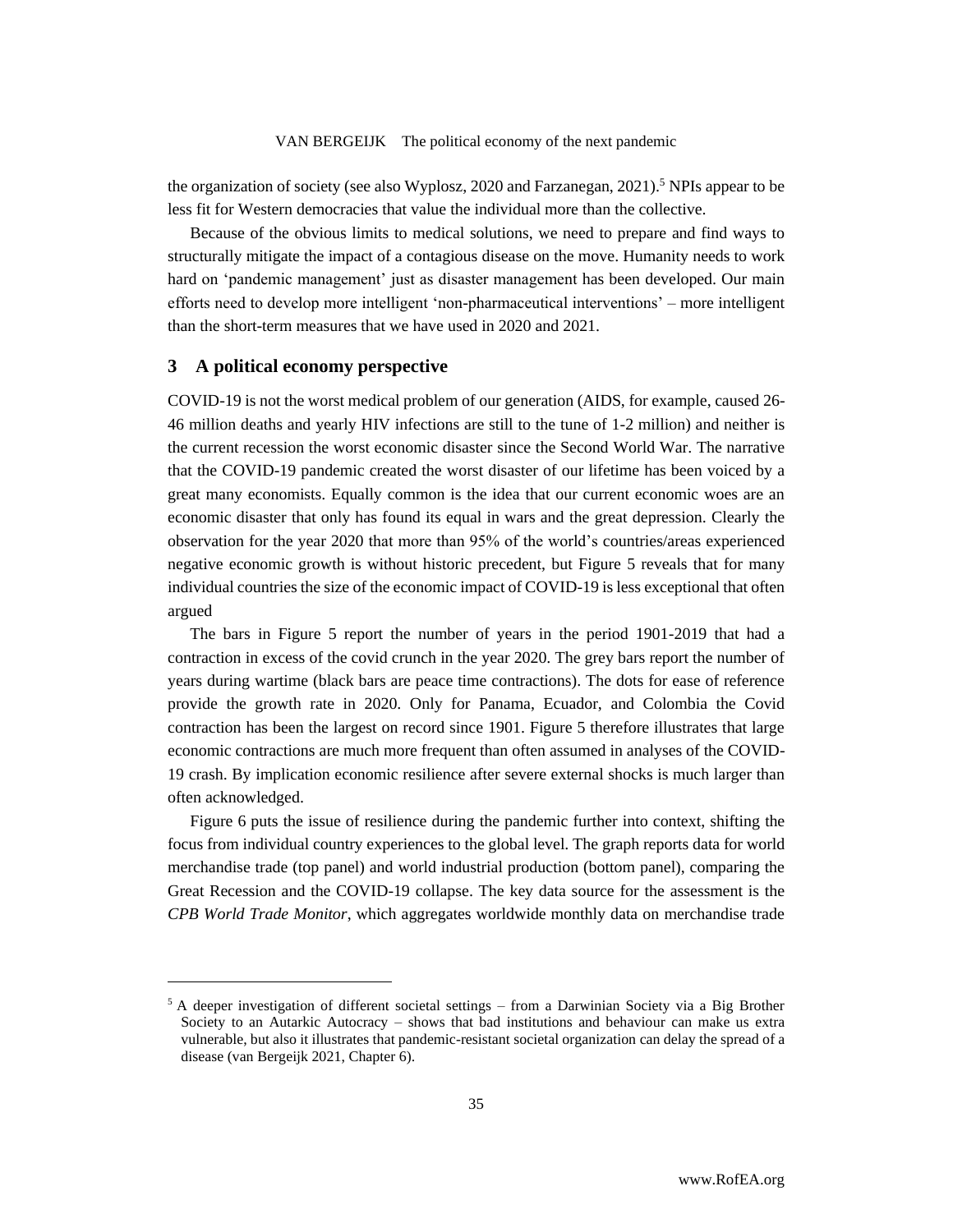the organization of society (see also Wyplosz, 2020 and Farzanegan, 2021).[5] NPIs appear to be less fit for Western democracies that value the individual more than the collective.

Because of the obvious limits to medical solutions, we need to prepare and find ways to structurally mitigate the impact of a contagious disease on the move. Humanity needs to work hard on 'pandemic management' just as disaster management has been developed. Our main efforts need to develop more intelligent 'non-pharmaceutical interventions' – more intelligent than the short-term measures that we have used in 2020 and 2021.

## 3 A political economy perspective

COVID-19 is not the worst medical problem of our generation (AIDS, for example, caused 26-46 million deaths and yearly HIV infections are still to the tune of 1-2 million) and neither is the current recession the worst economic disaster since the Second World War. The narrative that the COVID-19 pandemic created the worst disaster of our lifetime has been voiced by a great many economists. Equally common is the idea that our current economic woes are an economic disaster that only has found its equal in wars and the great depression. Clearly the observation for the year 2020 that more than 95% of the world's countries/areas experienced negative economic growth is without historic precedent, but Figure 5 reveals that for many individual countries the size of the economic impact of COVID-19 is less exceptional that often argued

The bars in Figure 5 report the number of years in the period 1901-2019 that had a contraction in excess of the covid crunch in the year 2020. The grey bars report the number of years during wartime (black bars are peace time contractions). The dots for ease of reference provide the growth rate in 2020. Only for Panama, Ecuador, and Colombia the Covid contraction has been the largest on record since 1901. Figure 5 therefore illustrates that large economic contractions are much more frequent than often assumed in analyses of the COVID-19 crash. By implication economic resilience after severe external shocks is much larger than often acknowledged.

Figure 6 puts the issue of resilience during the pandemic further into context, shifting the focus from individual country experiences to the global level. The graph reports data for world merchandise trade (top panel) and world industrial production (bottom panel), comparing the Great Recession and the COVID-19 collapse. The key data source for the assessment is the *CPB World Trade Monitor*, which aggregates worldwide monthly data on merchandise trade

[5] A deeper investigation of different societal settings – from a Darwinian Society via a Big Brother Society to an Autarkic Autocracy – shows that bad institutions and behaviour can make us extra vulnerable, but also it illustrates that pandemic-resistant societal organization can delay the spread of a disease (van Bergeijk 2021, Chapter 6).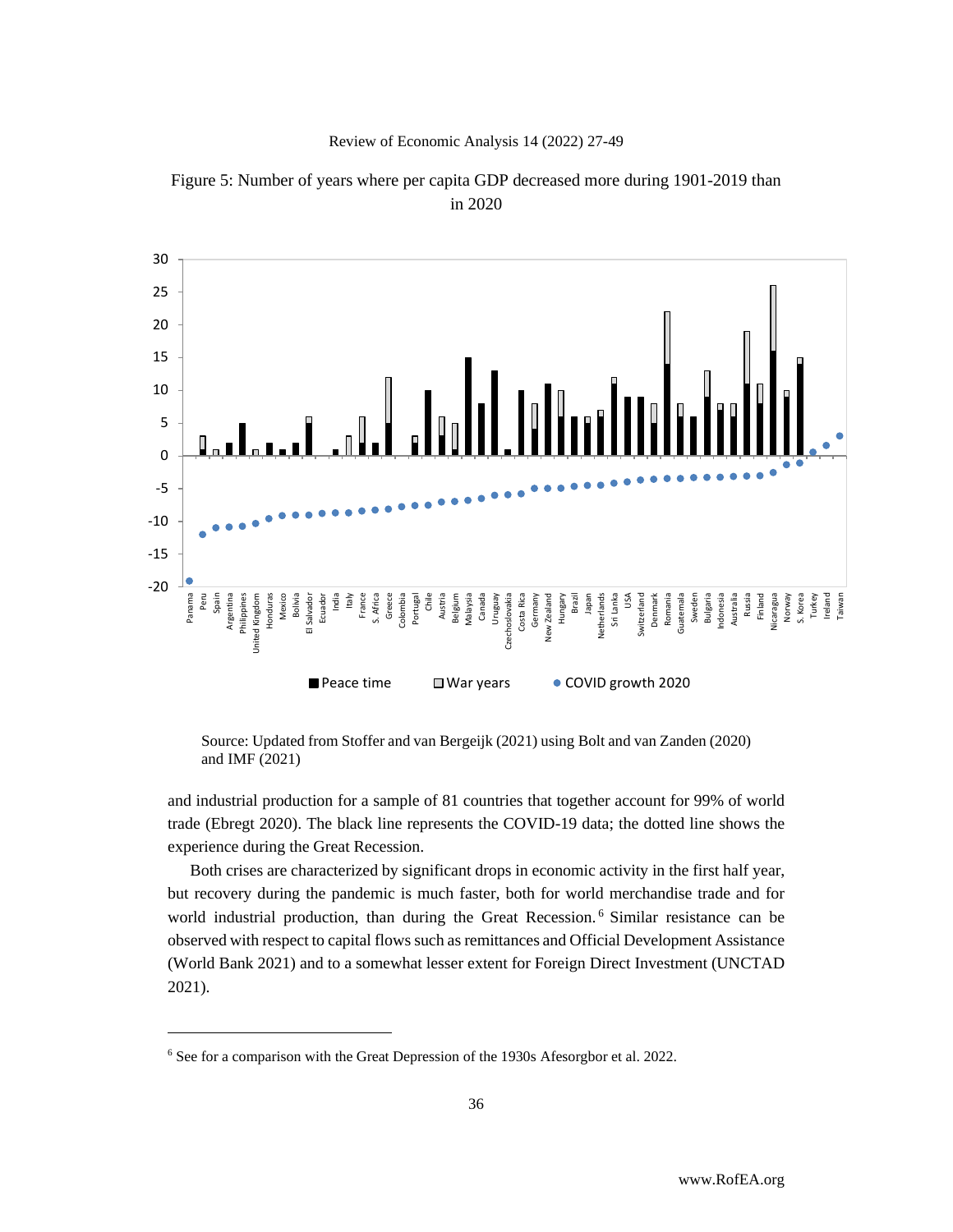Figure 5: Number of years where per capita GDP decreased more during 1901-2019 than in 2020

Source: Updated from Stoffer and van Bergeijk (2021) using Bolt and van Zanden (2020) and IMF (2021)

and industrial production for a sample of 81 countries that together account for 99% of world trade (Ebregt 2020). The black line represents the COVID-19 data; the dotted line shows the experience during the Great Recession.

Both crises are characterized by significant drops in economic activity in the first half year, but recovery during the pandemic is much faster, both for world merchandise trade and for world industrial production, than during the Great Recession.[6] Similar resistance can be observed with respect to capital flows such as remittances and Official Development Assistance (World Bank 2021) and to a somewhat lesser extent for Foreign Direct Investment (UNCTAD 2021).

[6] See for a comparison with the Great Depression of the 1930s Afesorgbor et al. 2022.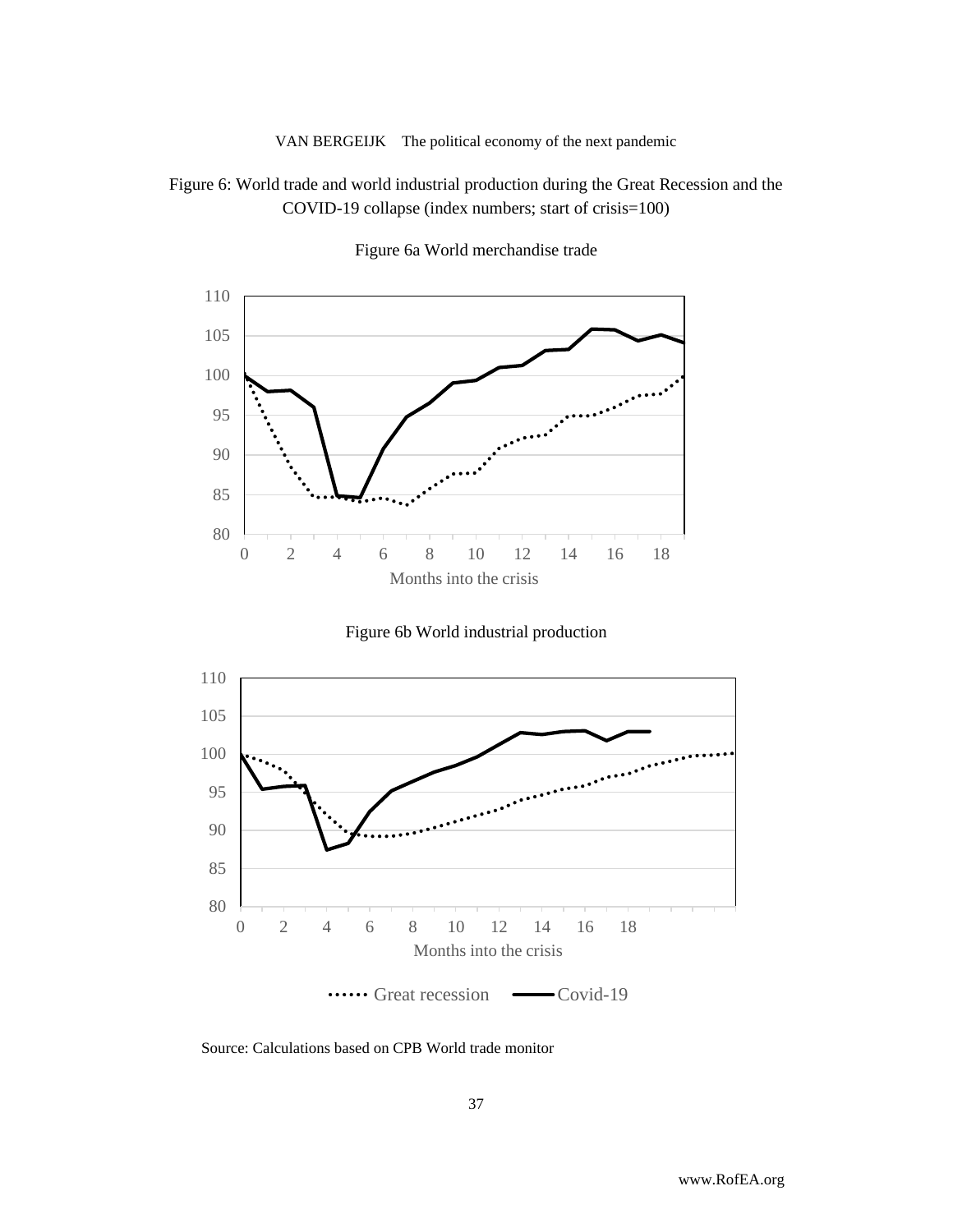Figure 6: World trade and world industrial production during the Great Recession and the COVID-19 collapse (index numbers; start of crisis=100)

Figure 6a World merchandise trade

Figure 6b World industrial production

Source: Calculations based on CPB World trade monitor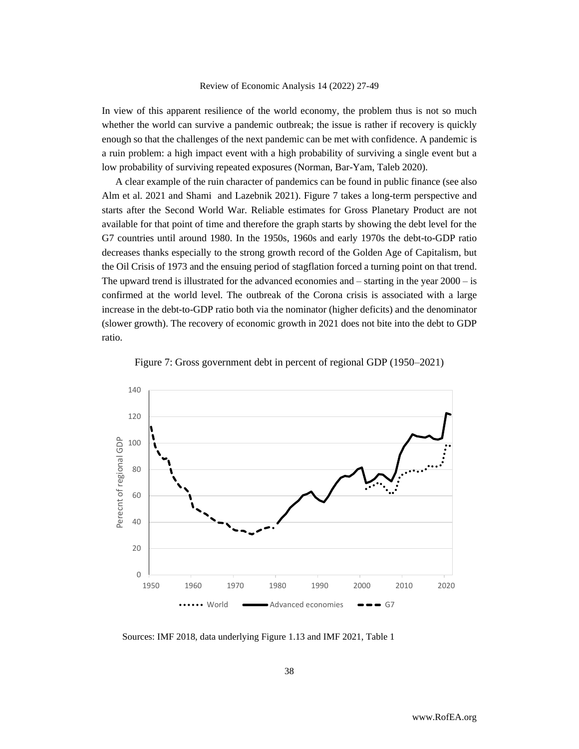In view of this apparent resilience of the world economy, the problem thus is not so much whether the world can survive a pandemic outbreak; the issue is rather if recovery is quickly enough so that the challenges of the next pandemic can be met with confidence. A pandemic is a ruin problem: a high impact event with a high probability of surviving a single event but a low probability of surviving repeated exposures (Norman, Bar-Yam, Taleb 2020).

A clear example of the ruin character of pandemics can be found in public finance (see also Alm et al. 2021 and Shami and Lazebnik 2021). Figure 7 takes a long-term perspective and starts after the Second World War. Reliable estimates for Gross Planetary Product are not available for that point of time and therefore the graph starts by showing the debt level for the G7 countries until around 1980. In the 1950s, 1960s and early 1970s the debt-to-GDP ratio decreases thanks especially to the strong growth record of the Golden Age of Capitalism, but the Oil Crisis of 1973 and the ensuing period of stagflation forced a turning point on that trend. The upward trend is illustrated for the advanced economies and – starting in the year 2000 – is confirmed at the world level. The outbreak of the Corona crisis is associated with a large increase in the debt-to-GDP ratio both via the nominator (higher deficits) and the denominator (slower growth). The recovery of economic growth in 2021 does not bite into the debt to GDP ratio.

Figure 7: Gross government debt in percent of regional GDP (1950–2021)

Sources: IMF 2018, data underlying Figure 1.13 and IMF 2021, Table 1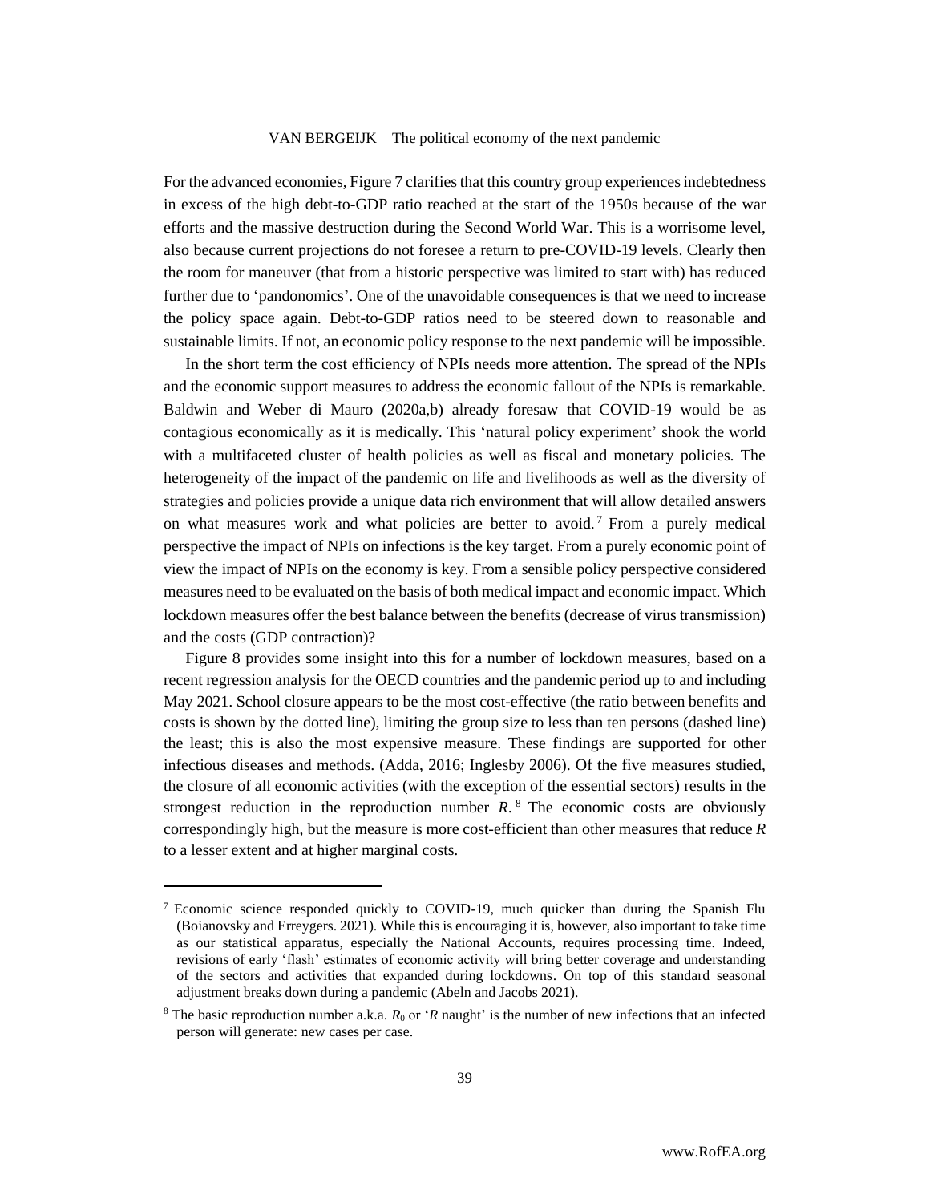For the advanced economies, Figure 7 clarifies that this country group experiences indebtedness in excess of the high debt-to-GDP ratio reached at the start of the 1950s because of the war efforts and the massive destruction during the Second World War. This is a worrisome level, also because current projections do not foresee a return to pre-COVID-19 levels. Clearly then the room for maneuver (that from a historic perspective was limited to start with) has reduced further due to 'pandonomics'. One of the unavoidable consequences is that we need to increase the policy space again. Debt-to-GDP ratios need to be steered down to reasonable and sustainable limits. If not, an economic policy response to the next pandemic will be impossible.

In the short term the cost efficiency of NPIs needs more attention. The spread of the NPIs and the economic support measures to address the economic fallout of the NPIs is remarkable. Baldwin and Weber di Mauro (2020a,b) already foresaw that COVID-19 would be as contagious economically as it is medically. This 'natural policy experiment' shook the world with a multifaceted cluster of health policies as well as fiscal and monetary policies. The heterogeneity of the impact of the pandemic on life and livelihoods as well as the diversity of strategies and policies provide a unique data rich environment that will allow detailed answers on what measures work and what policies are better to avoid.[7] From a purely medical perspective the impact of NPIs on infections is the key target. From a purely economic point of view the impact of NPIs on the economy is key. From a sensible policy perspective considered measures need to be evaluated on the basis of both medical impact and economic impact. Which lockdown measures offer the best balance between the benefits (decrease of virus transmission) and the costs (GDP contraction)?

Figure 8 provides some insight into this for a number of lockdown measures, based on a recent regression analysis for the OECD countries and the pandemic period up to and including May 2021. School closure appears to be the most cost-effective (the ratio between benefits and costs is shown by the dotted line), limiting the group size to less than ten persons (dashed line) the least; this is also the most expensive measure. These findings are supported for other infectious diseases and methods. (Adda, 2016; Inglesby 2006). Of the five measures studied, the closure of all economic activities (with the exception of the essential sectors) results in the strongest reduction in the reproduction number *R*.[8] The economic costs are obviously correspondingly high, but the measure is more cost-efficient than other measures that reduce *R* to a lesser extent and at higher marginal costs.

---

[7] Economic science responded quickly to COVID-19, much quicker than during the Spanish Flu (Boianovsky and Erreygers. 2021). While this is encouraging it is, however, also important to take time as our statistical apparatus, especially the National Accounts, requires processing time. Indeed, revisions of early 'flash' estimates of economic activity will bring better coverage and understanding of the sectors and activities that expanded during lockdowns. On top of this standard seasonal adjustment breaks down during a pandemic (Abeln and Jacobs 2021).

[8] The basic reproduction number a.k.a. $R_0$ or '*R* naught' is the number of new infections that an infected person will generate: new cases per case.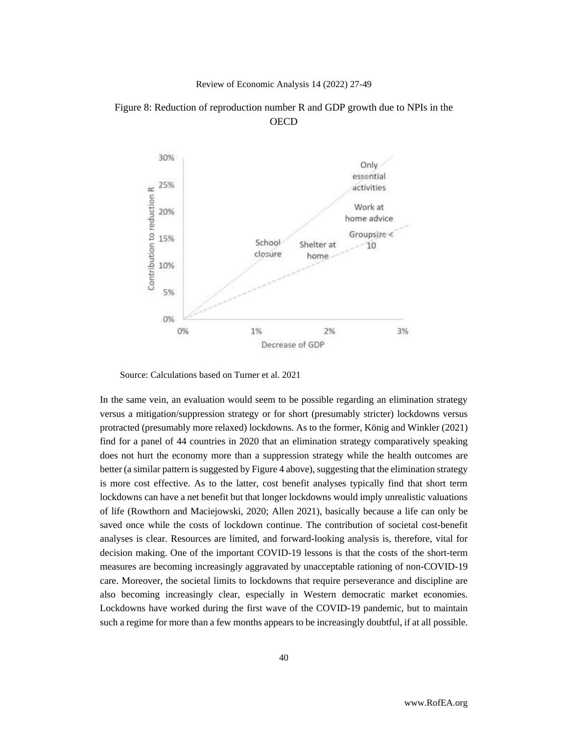Figure 8: Reduction of reproduction number R and GDP growth due to NPIs in the OECD

Source: Calculations based on Turner et al. 2021

In the same vein, an evaluation would seem to be possible regarding an elimination strategy versus a mitigation/suppression strategy or for short (presumably stricter) lockdowns versus protracted (presumably more relaxed) lockdowns. As to the former, König and Winkler (2021) find for a panel of 44 countries in 2020 that an elimination strategy comparatively speaking does not hurt the economy more than a suppression strategy while the health outcomes are better (a similar pattern is suggested by Figure 4 above), suggesting that the elimination strategy is more cost effective. As to the latter, cost benefit analyses typically find that short term lockdowns can have a net benefit but that longer lockdowns would imply unrealistic valuations of life (Rowthorn and Maciejowski, 2020; Allen 2021), basically because a life can only be saved once while the costs of lockdown continue. The contribution of societal cost-benefit analyses is clear. Resources are limited, and forward-looking analysis is, therefore, vital for decision making. One of the important COVID-19 lessons is that the costs of the short-term measures are becoming increasingly aggravated by unacceptable rationing of non-COVID-19 care. Moreover, the societal limits to lockdowns that require perseverance and discipline are also becoming increasingly clear, especially in Western democratic market economies. Lockdowns have worked during the first wave of the COVID-19 pandemic, but to maintain such a regime for more than a few months appears to be increasingly doubtful, if at all possible.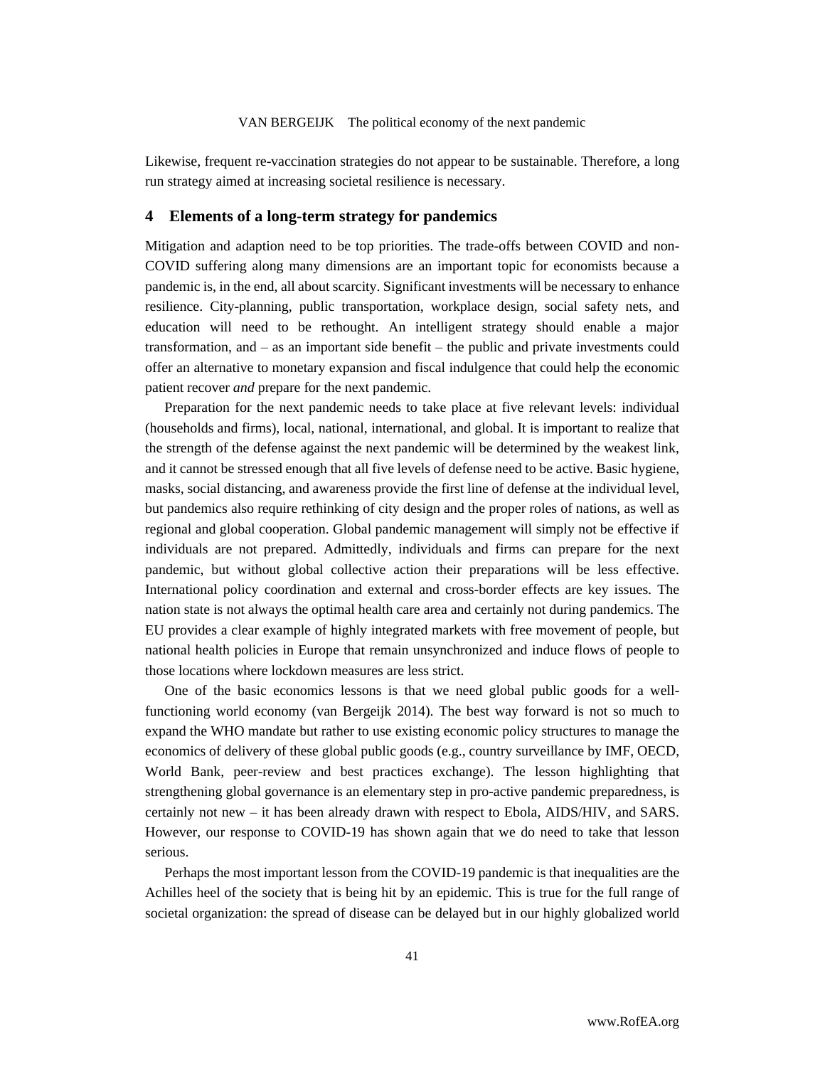Likewise, frequent re-vaccination strategies do not appear to be sustainable. Therefore, a long run strategy aimed at increasing societal resilience is necessary.

## 4 Elements of a long-term strategy for pandemics

Mitigation and adaption need to be top priorities. The trade-offs between COVID and non-COVID suffering along many dimensions are an important topic for economists because a pandemic is, in the end, all about scarcity. Significant investments will be necessary to enhance resilience. City-planning, public transportation, workplace design, social safety nets, and education will need to be rethought. An intelligent strategy should enable a major transformation, and – as an important side benefit – the public and private investments could offer an alternative to monetary expansion and fiscal indulgence that could help the economic patient recover *and* prepare for the next pandemic.

Preparation for the next pandemic needs to take place at five relevant levels: individual (households and firms), local, national, international, and global. It is important to realize that the strength of the defense against the next pandemic will be determined by the weakest link, and it cannot be stressed enough that all five levels of defense need to be active. Basic hygiene, masks, social distancing, and awareness provide the first line of defense at the individual level, but pandemics also require rethinking of city design and the proper roles of nations, as well as regional and global cooperation. Global pandemic management will simply not be effective if individuals are not prepared. Admittedly, individuals and firms can prepare for the next pandemic, but without global collective action their preparations will be less effective. International policy coordination and external and cross-border effects are key issues. The nation state is not always the optimal health care area and certainly not during pandemics. The EU provides a clear example of highly integrated markets with free movement of people, but national health policies in Europe that remain unsynchronized and induce flows of people to those locations where lockdown measures are less strict.

One of the basic economics lessons is that we need global public goods for a well-functioning world economy (van Bergeijk 2014). The best way forward is not so much to expand the WHO mandate but rather to use existing economic policy structures to manage the economics of delivery of these global public goods (e.g., country surveillance by IMF, OECD, World Bank, peer-review and best practices exchange). The lesson highlighting that strengthening global governance is an elementary step in pro-active pandemic preparedness, is certainly not new – it has been already drawn with respect to Ebola, AIDS/HIV, and SARS. However, our response to COVID-19 has shown again that we do need to take that lesson serious.

Perhaps the most important lesson from the COVID-19 pandemic is that inequalities are the Achilles heel of the society that is being hit by an epidemic. This is true for the full range of societal organization: the spread of disease can be delayed but in our highly globalized world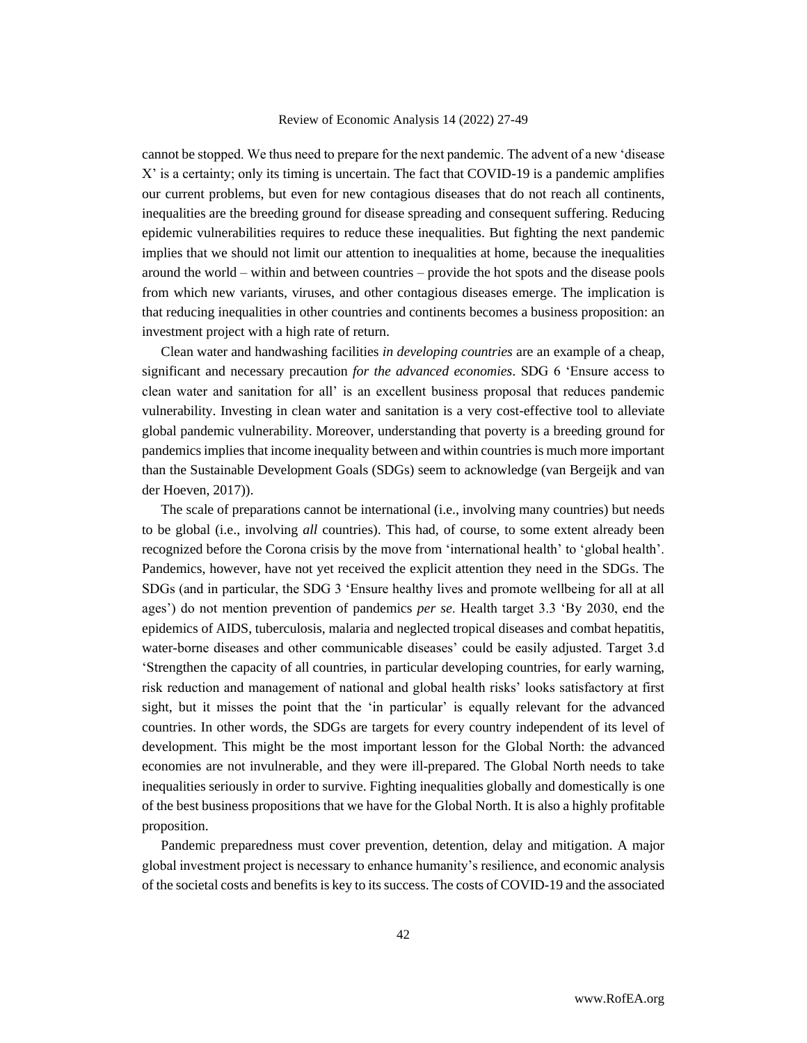cannot be stopped. We thus need to prepare for the next pandemic. The advent of a new 'disease X' is a certainty; only its timing is uncertain. The fact that COVID-19 is a pandemic amplifies our current problems, but even for new contagious diseases that do not reach all continents, inequalities are the breeding ground for disease spreading and consequent suffering. Reducing epidemic vulnerabilities requires to reduce these inequalities. But fighting the next pandemic implies that we should not limit our attention to inequalities at home, because the inequalities around the world – within and between countries – provide the hot spots and the disease pools from which new variants, viruses, and other contagious diseases emerge. The implication is that reducing inequalities in other countries and continents becomes a business proposition: an investment project with a high rate of return.

Clean water and handwashing facilities *in developing countries* are an example of a cheap, significant and necessary precaution *for the advanced economies*. SDG 6 'Ensure access to clean water and sanitation for all' is an excellent business proposal that reduces pandemic vulnerability. Investing in clean water and sanitation is a very cost-effective tool to alleviate global pandemic vulnerability. Moreover, understanding that poverty is a breeding ground for pandemics implies that income inequality between and within countries is much more important than the Sustainable Development Goals (SDGs) seem to acknowledge (van Bergeijk and van der Hoeven, 2017)).

The scale of preparations cannot be international (i.e., involving many countries) but needs to be global (i.e., involving *all* countries). This had, of course, to some extent already been recognized before the Corona crisis by the move from 'international health' to 'global health'. Pandemics, however, have not yet received the explicit attention they need in the SDGs. The SDGs (and in particular, the SDG 3 'Ensure healthy lives and promote wellbeing for all at all ages') do not mention prevention of pandemics *per se*. Health target 3.3 'By 2030, end the epidemics of AIDS, tuberculosis, malaria and neglected tropical diseases and combat hepatitis, water-borne diseases and other communicable diseases' could be easily adjusted. Target 3.d 'Strengthen the capacity of all countries, in particular developing countries, for early warning, risk reduction and management of national and global health risks' looks satisfactory at first sight, but it misses the point that the 'in particular' is equally relevant for the advanced countries. In other words, the SDGs are targets for every country independent of its level of development. This might be the most important lesson for the Global North: the advanced economies are not invulnerable, and they were ill-prepared. The Global North needs to take inequalities seriously in order to survive. Fighting inequalities globally and domestically is one of the best business propositions that we have for the Global North. It is also a highly profitable proposition.

Pandemic preparedness must cover prevention, detention, delay and mitigation. A major global investment project is necessary to enhance humanity's resilience, and economic analysis of the societal costs and benefits is key to its success. The costs of COVID-19 and the associated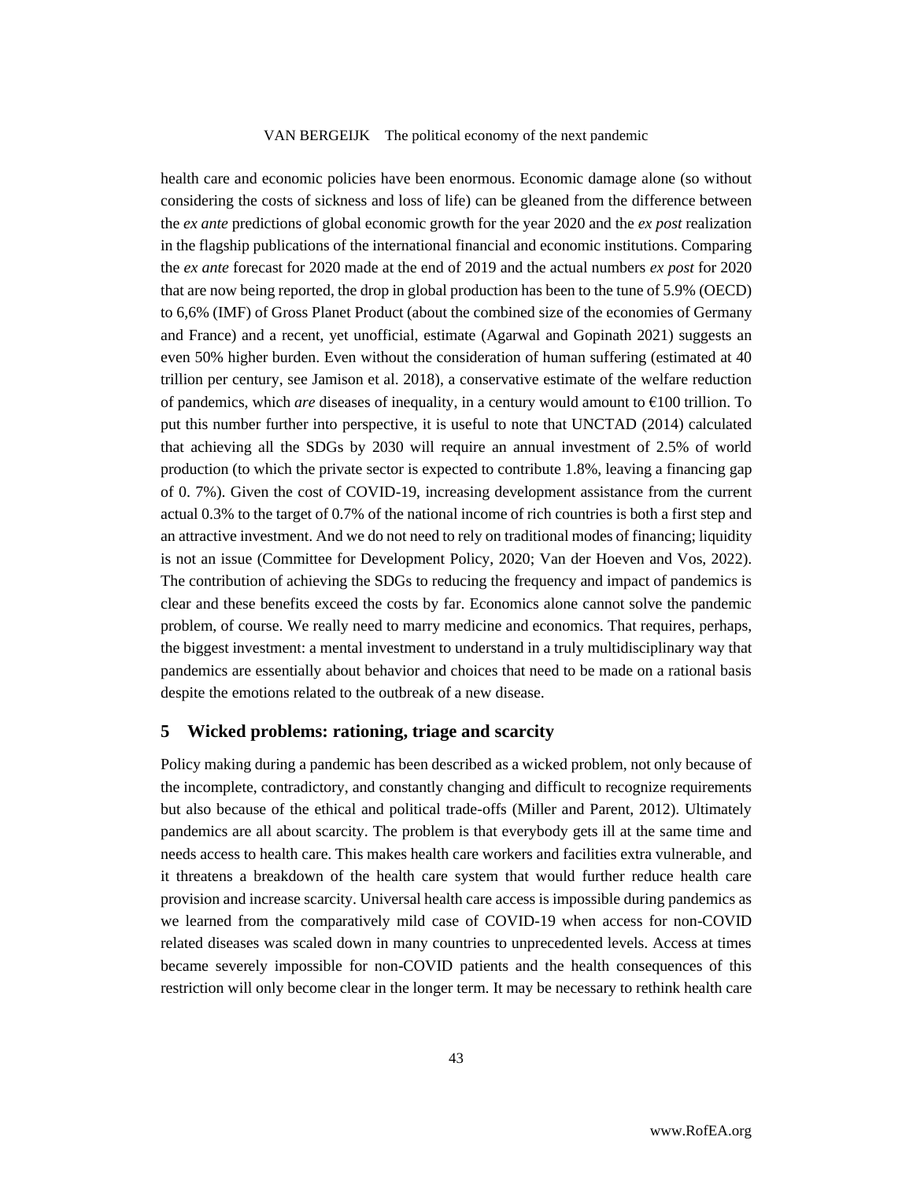health care and economic policies have been enormous. Economic damage alone (so without considering the costs of sickness and loss of life) can be gleaned from the difference between the *ex ante* predictions of global economic growth for the year 2020 and the *ex post* realization in the flagship publications of the international financial and economic institutions. Comparing the *ex ante* forecast for 2020 made at the end of 2019 and the actual numbers *ex post* for 2020 that are now being reported, the drop in global production has been to the tune of 5.9% (OECD) to 6,6% (IMF) of Gross Planet Product (about the combined size of the economies of Germany and France) and a recent, yet unofficial, estimate (Agarwal and Gopinath 2021) suggests an even 50% higher burden. Even without the consideration of human suffering (estimated at 40 trillion per century, see Jamison et al. 2018), a conservative estimate of the welfare reduction of pandemics, which *are* diseases of inequality, in a century would amount to €100 trillion. To put this number further into perspective, it is useful to note that UNCTAD (2014) calculated that achieving all the SDGs by 2030 will require an annual investment of 2.5% of world production (to which the private sector is expected to contribute 1.8%, leaving a financing gap of 0. 7%). Given the cost of COVID-19, increasing development assistance from the current actual 0.3% to the target of 0.7% of the national income of rich countries is both a first step and an attractive investment. And we do not need to rely on traditional modes of financing; liquidity is not an issue (Committee for Development Policy, 2020; Van der Hoeven and Vos, 2022). The contribution of achieving the SDGs to reducing the frequency and impact of pandemics is clear and these benefits exceed the costs by far. Economics alone cannot solve the pandemic problem, of course. We really need to marry medicine and economics. That requires, perhaps, the biggest investment: a mental investment to understand in a truly multidisciplinary way that pandemics are essentially about behavior and choices that need to be made on a rational basis despite the emotions related to the outbreak of a new disease.

## 5 Wicked problems: rationing, triage and scarcity

Policy making during a pandemic has been described as a wicked problem, not only because of the incomplete, contradictory, and constantly changing and difficult to recognize requirements but also because of the ethical and political trade-offs (Miller and Parent, 2012). Ultimately pandemics are all about scarcity. The problem is that everybody gets ill at the same time and needs access to health care. This makes health care workers and facilities extra vulnerable, and it threatens a breakdown of the health care system that would further reduce health care provision and increase scarcity. Universal health care access is impossible during pandemics as we learned from the comparatively mild case of COVID-19 when access for non-COVID related diseases was scaled down in many countries to unprecedented levels. Access at times became severely impossible for non-COVID patients and the health consequences of this restriction will only become clear in the longer term. It may be necessary to rethink health care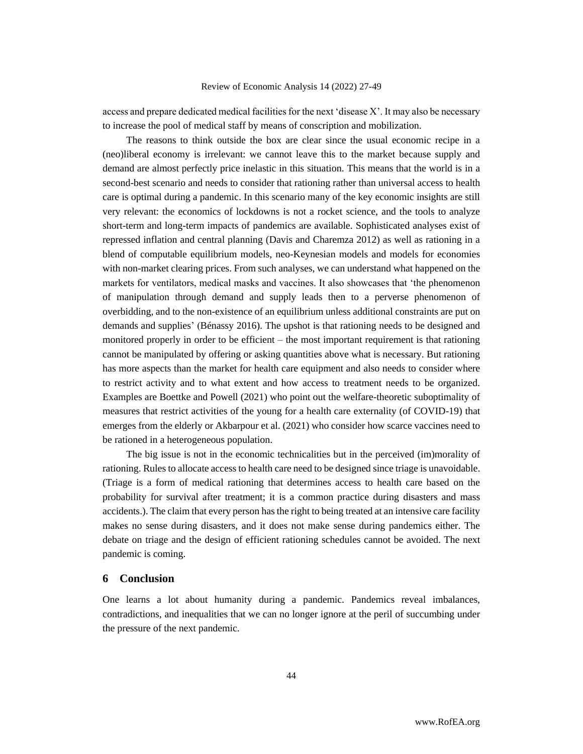access and prepare dedicated medical facilities for the next 'disease X'. It may also be necessary to increase the pool of medical staff by means of conscription and mobilization.

The reasons to think outside the box are clear since the usual economic recipe in a (neo)liberal economy is irrelevant: we cannot leave this to the market because supply and demand are almost perfectly price inelastic in this situation. This means that the world is in a second-best scenario and needs to consider that rationing rather than universal access to health care is optimal during a pandemic. In this scenario many of the key economic insights are still very relevant: the economics of lockdowns is not a rocket science, and the tools to analyze short-term and long-term impacts of pandemics are available. Sophisticated analyses exist of repressed inflation and central planning (Davis and Charemza 2012) as well as rationing in a blend of computable equilibrium models, neo-Keynesian models and models for economies with non-market clearing prices. From such analyses, we can understand what happened on the markets for ventilators, medical masks and vaccines. It also showcases that 'the phenomenon of manipulation through demand and supply leads then to a perverse phenomenon of overbidding, and to the non-existence of an equilibrium unless additional constraints are put on demands and supplies' (Bénassy 2016). The upshot is that rationing needs to be designed and monitored properly in order to be efficient – the most important requirement is that rationing cannot be manipulated by offering or asking quantities above what is necessary. But rationing has more aspects than the market for health care equipment and also needs to consider where to restrict activity and to what extent and how access to treatment needs to be organized. Examples are Boettke and Powell (2021) who point out the welfare-theoretic suboptimality of measures that restrict activities of the young for a health care externality (of COVID-19) that emerges from the elderly or Akbarpour et al. (2021) who consider how scarce vaccines need to be rationed in a heterogeneous population.

The big issue is not in the economic technicalities but in the perceived (im)morality of rationing. Rules to allocate access to health care need to be designed since triage is unavoidable. (Triage is a form of medical rationing that determines access to health care based on the probability for survival after treatment; it is a common practice during disasters and mass accidents.). The claim that every person has the right to being treated at an intensive care facility makes no sense during disasters, and it does not make sense during pandemics either. The debate on triage and the design of efficient rationing schedules cannot be avoided. The next pandemic is coming.

## 6 Conclusion

One learns a lot about humanity during a pandemic. Pandemics reveal imbalances, contradictions, and inequalities that we can no longer ignore at the peril of succumbing under the pressure of the next pandemic.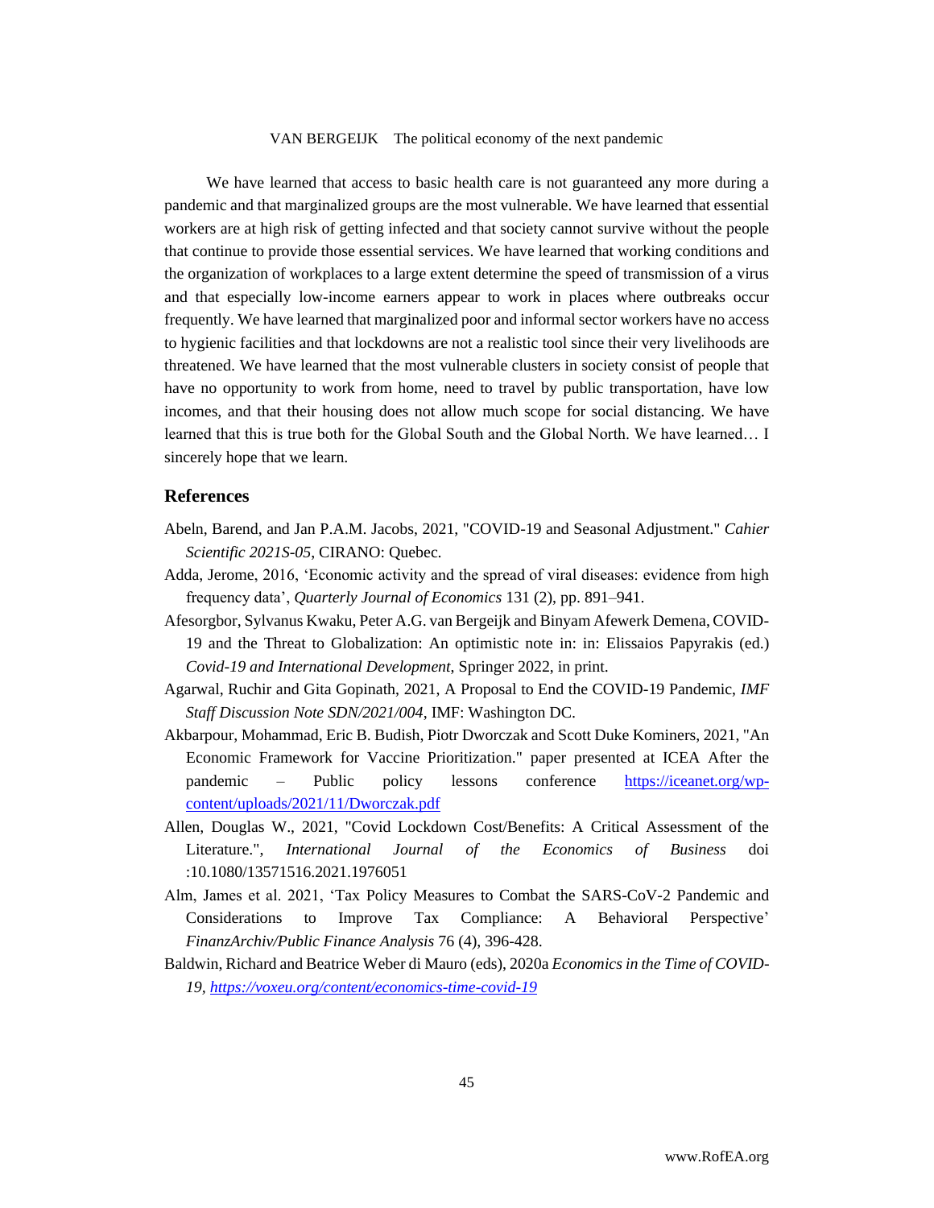We have learned that access to basic health care is not guaranteed any more during a pandemic and that marginalized groups are the most vulnerable. We have learned that essential workers are at high risk of getting infected and that society cannot survive without the people that continue to provide those essential services. We have learned that working conditions and the organization of workplaces to a large extent determine the speed of transmission of a virus and that especially low-income earners appear to work in places where outbreaks occur frequently. We have learned that marginalized poor and informal sector workers have no access to hygienic facilities and that lockdowns are not a realistic tool since their very livelihoods are threatened. We have learned that the most vulnerable clusters in society consist of people that have no opportunity to work from home, need to travel by public transportation, have low incomes, and that their housing does not allow much scope for social distancing. We have learned that this is true both for the Global South and the Global North. We have learned… I sincerely hope that we learn.

## References

Abeln, Barend, and Jan P.A.M. Jacobs, 2021, "COVID-19 and Seasonal Adjustment." *Cahier Scientific 2021S-05*, CIRANO: Quebec.

Adda, Jerome, 2016, 'Economic activity and the spread of viral diseases: evidence from high frequency data', *Quarterly Journal of Economics* 131 (2), pp. 891–941.

Afesorgbor, Sylvanus Kwaku, Peter A.G. van Bergeijk and Binyam Afewerk Demena, COVID-19 and the Threat to Globalization: An optimistic note in: in: Elissaios Papyrakis (ed.) *Covid-19 and International Development*, Springer 2022, in print.

Agarwal, Ruchir and Gita Gopinath, 2021, A Proposal to End the COVID-19 Pandemic, *IMF Staff Discussion Note SDN/2021/004*, IMF: Washington DC.

Akbarpour, Mohammad, Eric B. Budish, Piotr Dworczak and Scott Duke Kominers, 2021, "An Economic Framework for Vaccine Prioritization." paper presented at ICEA After the pandemic – Public policy lessons conference https://iceanet.org/wp-content/uploads/2021/11/Dworczak.pdf

Allen, Douglas W., 2021, "Covid Lockdown Cost/Benefits: A Critical Assessment of the Literature.", *International Journal of the Economics of Business* doi :10.1080/13571516.2021.1976051

Alm, James et al. 2021, 'Tax Policy Measures to Combat the SARS-CoV-2 Pandemic and Considerations to Improve Tax Compliance: A Behavioral Perspective' *FinanzArchiv/Public Finance Analysis* 76 (4), 396-428.

Baldwin, Richard and Beatrice Weber di Mauro (eds), 2020a *Economics in the Time of COVID-19*, https://voxeu.org/content/economics-time-covid-19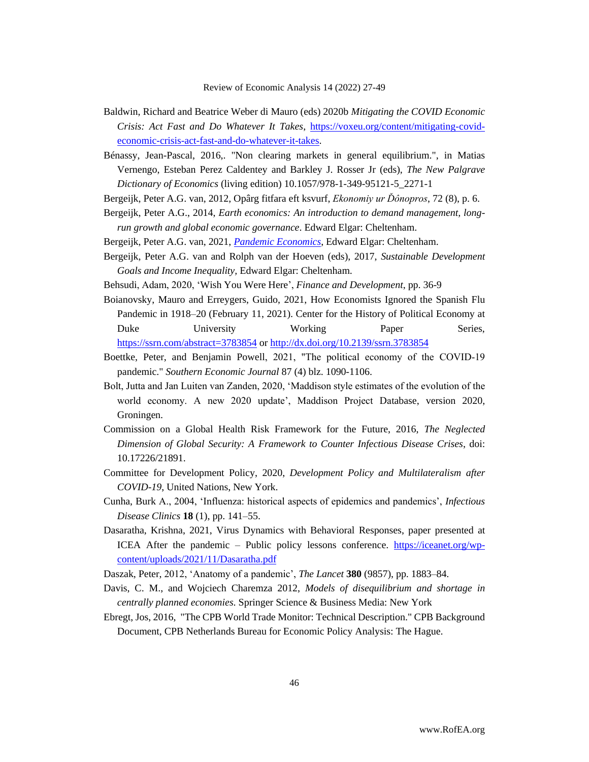Baldwin, Richard and Beatrice Weber di Mauro (eds) 2020b *Mitigating the COVID Economic Crisis: Act Fast and Do Whatever It Takes*, https://voxeu.org/content/mitigating-covid-economic-crisis-act-fast-and-do-whatever-it-takes.

Bénassy, Jean-Pascal, 2016,. "Non clearing markets in general equilibrium.", in Matias Vernengo, Esteban Perez Caldentey and Barkley J. Rosser Jr (eds), *The New Palgrave Dictionary of Economics* (living edition) 10.1057/978-1-349-95121-5_2271-1

Bergeijk, Peter A.G. van, 2012, Opârg fitfara eft ksvurf, *Ekonomiy ur Ďônopros*, 72 (8), p. 6.

Bergeijk, Peter A.G., 2014, *Earth economics: An introduction to demand management, long-run growth and global economic governance*. Edward Elgar: Cheltenham.

Bergeijk, Peter A.G. van, 2021, *Pandemic Economics*, Edward Elgar: Cheltenham.

Bergeijk, Peter A.G. van and Rolph van der Hoeven (eds), 2017, *Sustainable Development Goals and Income Inequality,* Edward Elgar: Cheltenham.

Behsudi, Adam, 2020, 'Wish You Were Here', *Finance and Development*, pp. 36-9

Boianovsky, Mauro and Erreygers, Guido, 2021, How Economists Ignored the Spanish Flu Pandemic in 1918–20 (February 11, 2021). Center for the History of Political Economy at Duke University Working Paper Series, https://ssrn.com/abstract=3783854 or http://dx.doi.org/10.2139/ssrn.3783854

Boettke, Peter, and Benjamin Powell, 2021, "The political economy of the COVID-19 pandemic." *Southern Economic Journal* 87 (4) blz. 1090-1106.

Bolt, Jutta and Jan Luiten van Zanden, 2020, 'Maddison style estimates of the evolution of the world economy. A new 2020 update', Maddison Project Database, version 2020, Groningen.

Commission on a Global Health Risk Framework for the Future, 2016, *The Neglected Dimension of Global Security: A Framework to Counter Infectious Disease Crises*, doi: 10.17226/21891.

Committee for Development Policy, 2020, *Development Policy and Multilateralism after COVID-19*, United Nations, New York.

Cunha, Burk A., 2004, 'Influenza: historical aspects of epidemics and pandemics', *Infectious Disease Clinics* **18** (1), pp. 141–55.

Dasaratha, Krishna, 2021, Virus Dynamics with Behavioral Responses, paper presented at ICEA After the pandemic – Public policy lessons conference. https://iceanet.org/wp-content/uploads/2021/11/Dasaratha.pdf

Daszak, Peter, 2012, 'Anatomy of a pandemic', *The Lancet* **380** (9857), pp. 1883–84.

Davis, C. M., and Wojciech Charemza 2012, *Models of disequilibrium and shortage in centrally planned economies*. Springer Science & Business Media: New York

Ebregt, Jos, 2016, "The CPB World Trade Monitor: Technical Description." CPB Background Document, CPB Netherlands Bureau for Economic Policy Analysis: The Hague.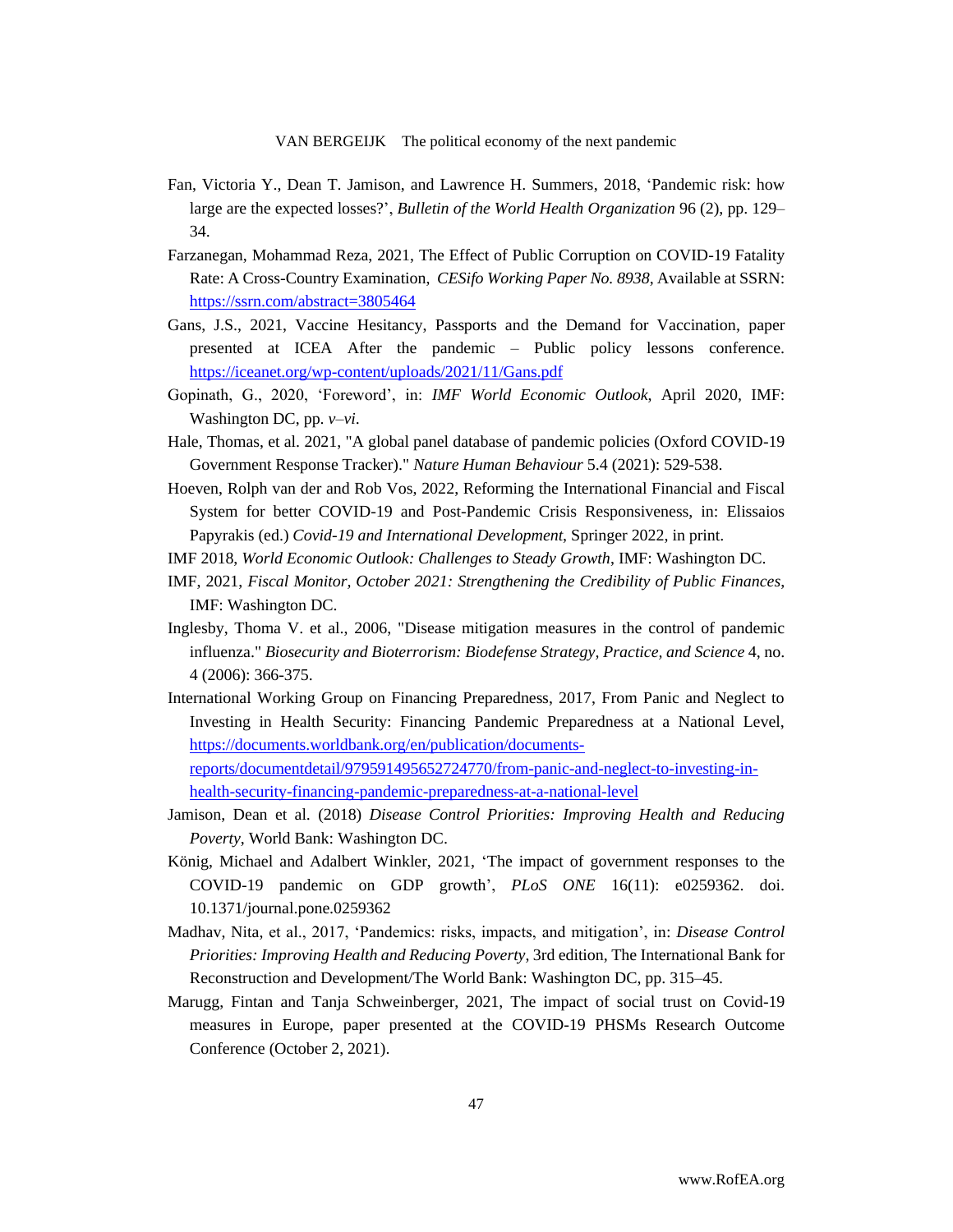Fan, Victoria Y., Dean T. Jamison, and Lawrence H. Summers, 2018, 'Pandemic risk: how large are the expected losses?', *Bulletin of the World Health Organization* 96 (2), pp. 129–34.

Farzanegan, Mohammad Reza, 2021, The Effect of Public Corruption on COVID-19 Fatality Rate: A Cross-Country Examination, *CESifo Working Paper No. 8938*, Available at SSRN: https://ssrn.com/abstract=3805464

Gans, J.S., 2021, Vaccine Hesitancy, Passports and the Demand for Vaccination, paper presented at ICEA After the pandemic – Public policy lessons conference. https://iceanet.org/wp-content/uploads/2021/11/Gans.pdf

Gopinath, G., 2020, 'Foreword', in: *IMF World Economic Outlook*, April 2020, IMF: Washington DC, pp. *v–vi*.

Hale, Thomas, et al. 2021, "A global panel database of pandemic policies (Oxford COVID-19 Government Response Tracker)." *Nature Human Behaviour* 5.4 (2021): 529-538.

Hoeven, Rolph van der and Rob Vos, 2022, Reforming the International Financial and Fiscal System for better COVID-19 and Post-Pandemic Crisis Responsiveness, in: Elissaios Papyrakis (ed.) *Covid-19 and International Development*, Springer 2022, in print.

IMF 2018, *World Economic Outlook: Challenges to Steady Growth*, IMF: Washington DC.

IMF, 2021, *Fiscal Monitor, October 2021: Strengthening the Credibility of Public Finances*, IMF: Washington DC.

Inglesby, Thoma V. et al., 2006, "Disease mitigation measures in the control of pandemic influenza." *Biosecurity and Bioterrorism: Biodefense Strategy, Practice, and Science* 4, no. 4 (2006): 366-375.

International Working Group on Financing Preparedness, 2017, From Panic and Neglect to Investing in Health Security: Financing Pandemic Preparedness at a National Level, https://documents.worldbank.org/en/publication/documents-reports/documentdetail/979591495652724770/from-panic-and-neglect-to-investing-in-health-security-financing-pandemic-preparedness-at-a-national-level

Jamison, Dean et al. (2018) *Disease Control Priorities: Improving Health and Reducing Poverty*, World Bank: Washington DC.

König, Michael and Adalbert Winkler, 2021, 'The impact of government responses to the COVID-19 pandemic on GDP growth', *PLoS ONE* 16(11): e0259362. doi. 10.1371/journal.pone.0259362

Madhav, Nita, et al., 2017, 'Pandemics: risks, impacts, and mitigation', in: *Disease Control Priorities: Improving Health and Reducing Poverty*, 3rd edition, The International Bank for Reconstruction and Development/The World Bank: Washington DC, pp. 315–45.

Marugg, Fintan and Tanja Schweinberger, 2021, The impact of social trust on Covid-19 measures in Europe, paper presented at the COVID-19 PHSMs Research Outcome Conference (October 2, 2021).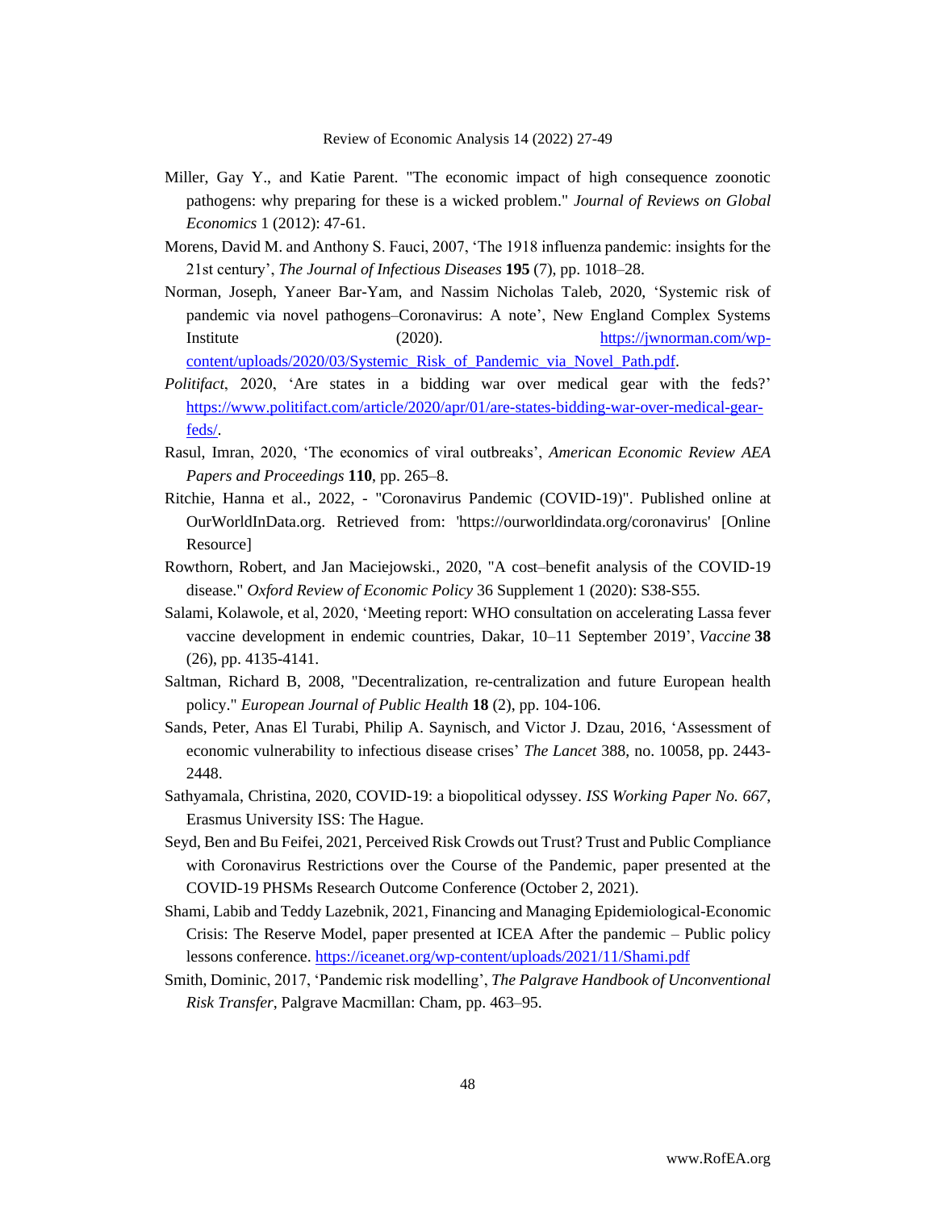Miller, Gay Y., and Katie Parent. "The economic impact of high consequence zoonotic pathogens: why preparing for these is a wicked problem." *Journal of Reviews on Global Economics* 1 (2012): 47-61.

Morens, David M. and Anthony S. Fauci, 2007, 'The 1918 influenza pandemic: insights for the 21st century', *The Journal of Infectious Diseases* **195** (7), pp. 1018–28.

Norman, Joseph, Yaneer Bar-Yam, and Nassim Nicholas Taleb, 2020, 'Systemic risk of pandemic via novel pathogens–Coronavirus: A note', New England Complex Systems Institute (2020). https://jwnorman.com/wp-content/uploads/2020/03/Systemic_Risk_of_Pandemic_via_Novel_Path.pdf.

*Politifact*, 2020, 'Are states in a bidding war over medical gear with the feds?' https://www.politifact.com/article/2020/apr/01/are-states-bidding-war-over-medical-gear-feds/.

Rasul, Imran, 2020, 'The economics of viral outbreaks', *American Economic Review AEA Papers and Proceedings* **110**, pp. 265–8.

Ritchie, Hanna et al., 2022, - "Coronavirus Pandemic (COVID-19)". Published online at OurWorldInData.org. Retrieved from: 'https://ourworldindata.org/coronavirus' [Online Resource]

Rowthorn, Robert, and Jan Maciejowski., 2020, "A cost–benefit analysis of the COVID-19 disease." *Oxford Review of Economic Policy* 36 Supplement 1 (2020): S38-S55.

Salami, Kolawole, et al, 2020, 'Meeting report: WHO consultation on accelerating Lassa fever vaccine development in endemic countries, Dakar, 10–11 September 2019', *Vaccine* **38** (26), pp. 4135-4141.

Saltman, Richard B, 2008, "Decentralization, re-centralization and future European health policy." *European Journal of Public Health* **18** (2), pp. 104-106.

Sands, Peter, Anas El Turabi, Philip A. Saynisch, and Victor J. Dzau, 2016, 'Assessment of economic vulnerability to infectious disease crises' *The Lancet* 388, no. 10058, pp. 2443-2448.

Sathyamala, Christina, 2020, COVID-19: a biopolitical odyssey. *ISS Working Paper No. 667*, Erasmus University ISS: The Hague.

Seyd, Ben and Bu Feifei, 2021, Perceived Risk Crowds out Trust? Trust and Public Compliance with Coronavirus Restrictions over the Course of the Pandemic, paper presented at the COVID-19 PHSMs Research Outcome Conference (October 2, 2021).

Shami, Labib and Teddy Lazebnik, 2021, Financing and Managing Epidemiological-Economic Crisis: The Reserve Model, paper presented at ICEA After the pandemic – Public policy lessons conference. https://iceanet.org/wp-content/uploads/2021/11/Shami.pdf

Smith, Dominic, 2017, 'Pandemic risk modelling', *The Palgrave Handbook of Unconventional Risk Transfer*, Palgrave Macmillan: Cham, pp. 463–95.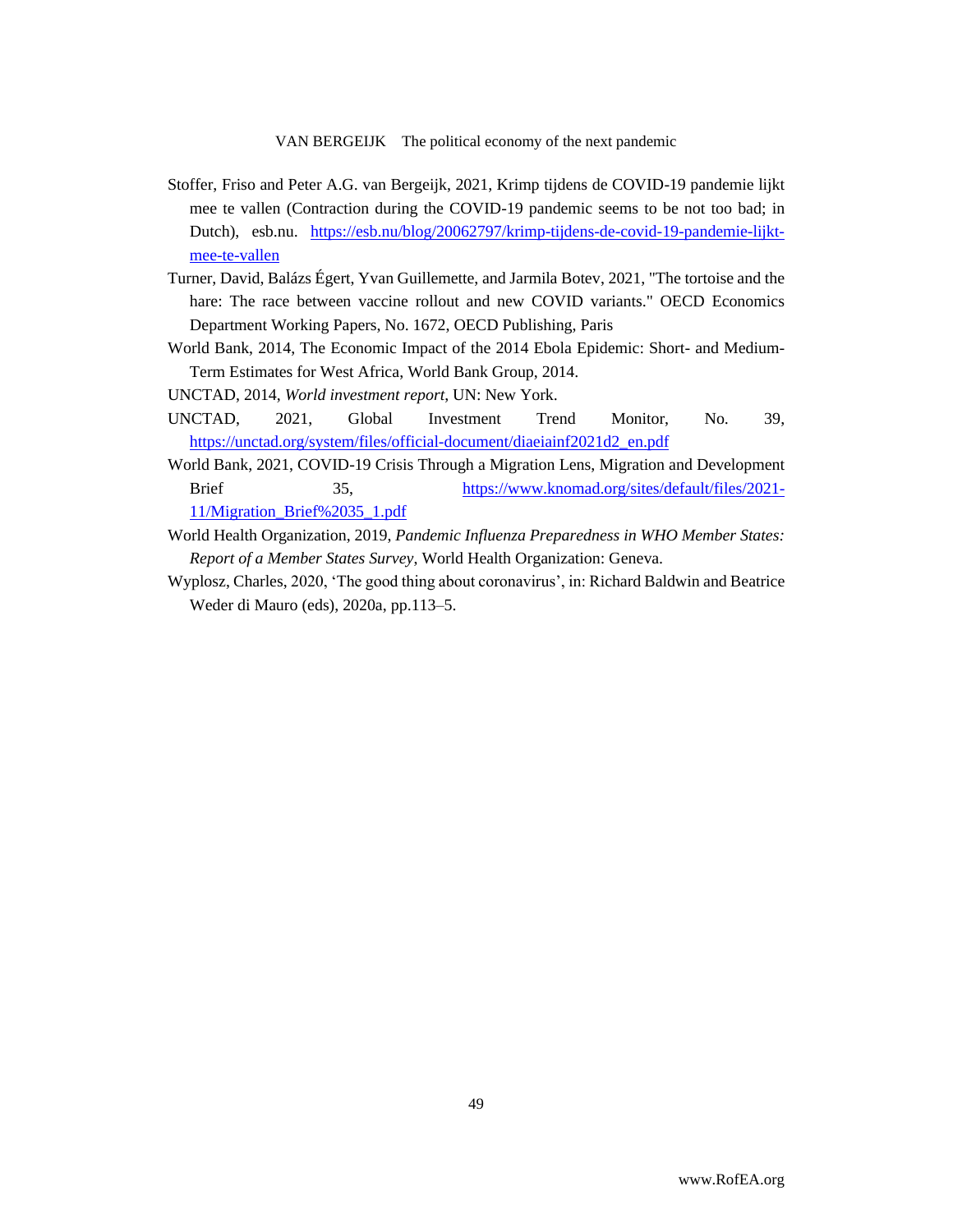Stoffer, Friso and Peter A.G. van Bergeijk, 2021, Krimp tijdens de COVID-19 pandemie lijkt mee te vallen (Contraction during the COVID-19 pandemic seems to be not too bad; in Dutch), esb.nu. https://esb.nu/blog/20062797/krimp-tijdens-de-covid-19-pandemie-lijkt-mee-te-vallen

Turner, David, Balázs Égert, Yvan Guillemette, and Jarmila Botev, 2021, "The tortoise and the hare: The race between vaccine rollout and new COVID variants." OECD Economics Department Working Papers, No. 1672, OECD Publishing, Paris

World Bank, 2014, The Economic Impact of the 2014 Ebola Epidemic: Short- and Medium-Term Estimates for West Africa, World Bank Group, 2014.

UNCTAD, 2014, *World investment report*, UN: New York.

UNCTAD, 2021, Global Investment Trend Monitor, No. 39, https://unctad.org/system/files/official-document/diaeiainf2021d2_en.pdf

World Bank, 2021, COVID-19 Crisis Through a Migration Lens, Migration and Development Brief 35, https://www.knomad.org/sites/default/files/2021-11/Migration_Brief%2035_1.pdf

World Health Organization, 2019, *Pandemic Influenza Preparedness in WHO Member States: Report of a Member States Survey*, World Health Organization: Geneva.

Wyplosz, Charles, 2020, 'The good thing about coronavirus', in: Richard Baldwin and Beatrice Weder di Mauro (eds), 2020a, pp.113–5.